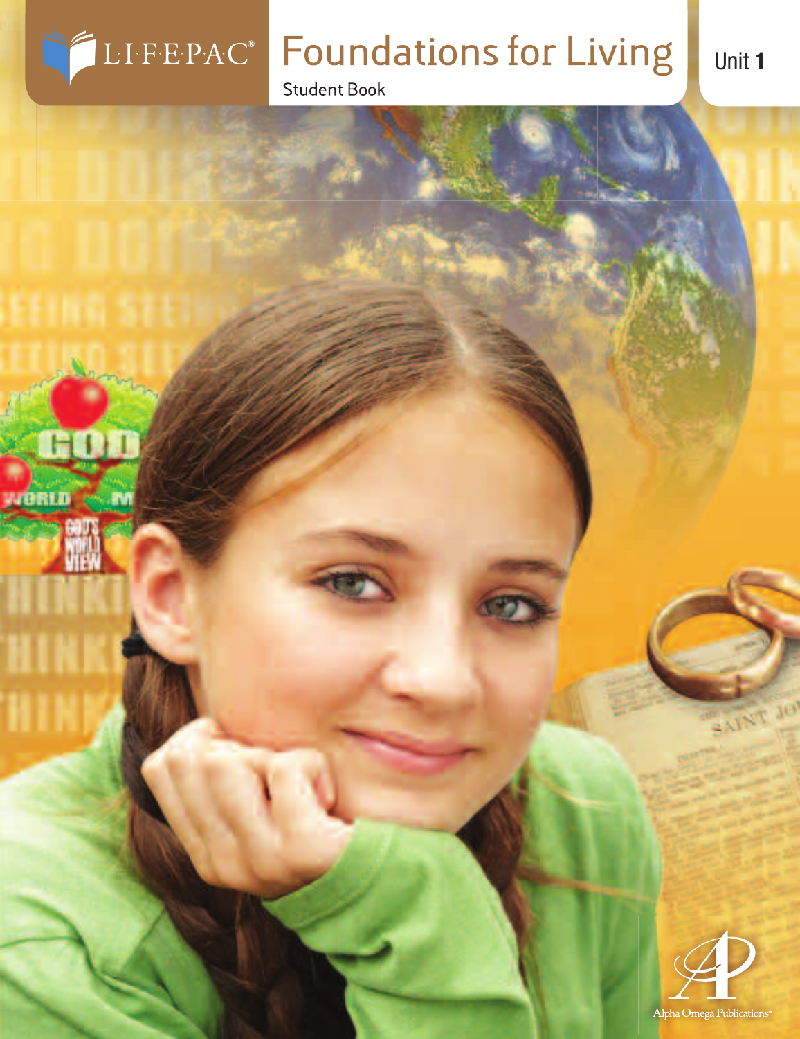LIFEPAC®

# Foundations for Living

Student Book

Unit 1

Alpha Omega Publications®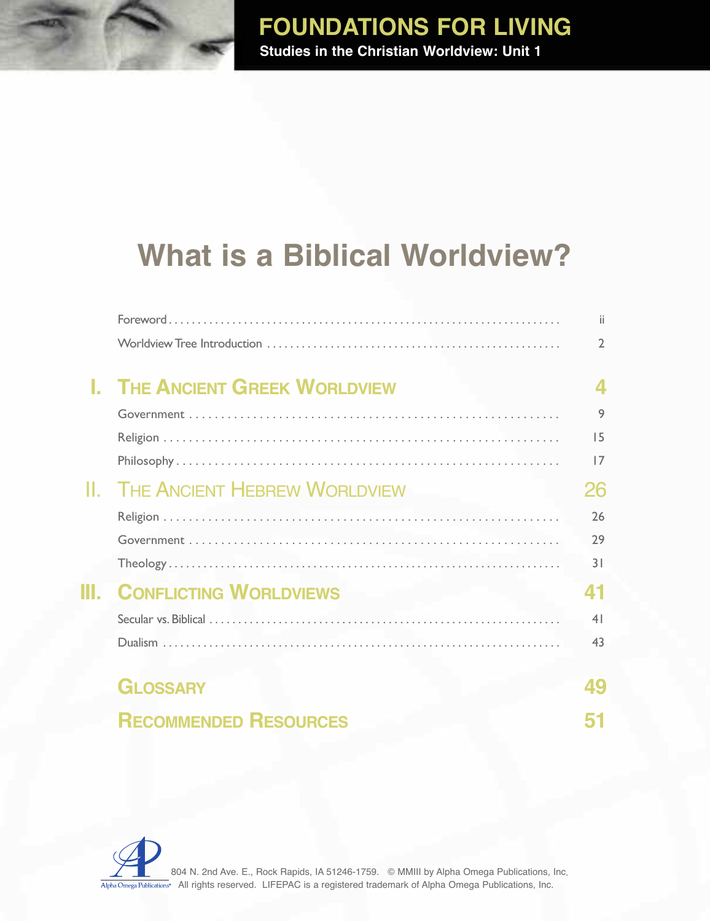# FOUNDATIONS FOR LIVING

**Studies in the Christian Worldview: Unit 1**

# What is a Biblical Worldview?

| | |
|---|---|
| Foreword | ii |
| Worldview Tree Introduction | 2 |
| **I. THE ANCIENT GREEK WORLDVIEW** | **4** |
| Government | 9 |
| Religion | 15 |
| Philosophy | 17 |
| **II. THE ANCIENT HEBREW WORLDVIEW** | **26** |
| Religion | 26 |
| Government | 29 |
| Theology | 31 |
| **III. CONFLICTING WORLDVIEWS** | **41** |
| Secular vs. Biblical | 41 |
| Dualism | 43 |
| **GLOSSARY** | **49** |
| **RECOMMENDED RESOURCES** | **51** |

Alpha Omega Publications 804 N. 2nd Ave. E., Rock Rapids, IA 51246-1759. © MMIII by Alpha Omega Publications, Inc. All rights reserved. LIFEPAC is a registered trademark of Alpha Omega Publications, Inc.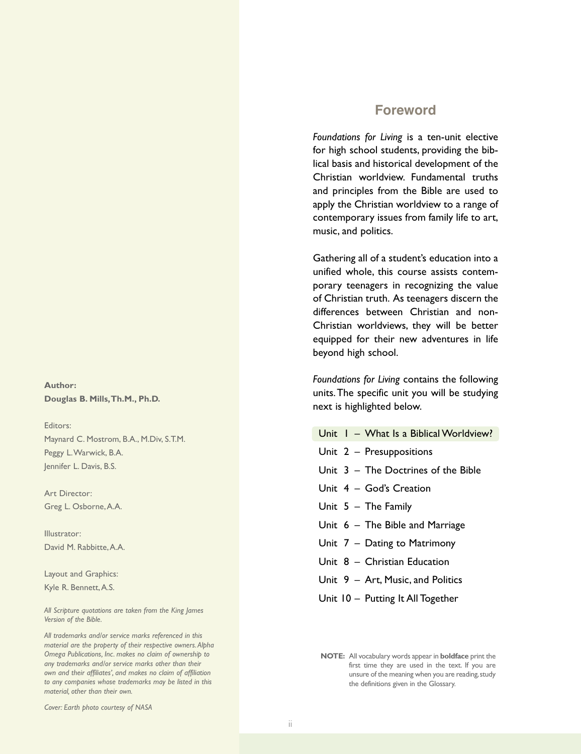## Foreword

*Foundations for Living* is a ten-unit elective for high school students, providing the biblical basis and historical development of the Christian worldview. Fundamental truths and principles from the Bible are used to apply the Christian worldview to a range of contemporary issues from family life to art, music, and politics.

Gathering all of a student's education into a unified whole, this course assists contemporary teenagers in recognizing the value of Christian truth. As teenagers discern the differences between Christian and non-Christian worldviews, they will be better equipped for their new adventures in life beyond high school.

*Foundations for Living* contains the following units. The specific unit you will be studying next is highlighted below.

- Unit 1 – What Is a Biblical Worldview?
- Unit 2 – Presuppositions
- Unit 3 – The Doctrines of the Bible
- Unit 4 – God's Creation
- Unit 5 – The Family
- Unit 6 – The Bible and Marriage
- Unit 7 – Dating to Matrimony
- Unit 8 – Christian Education
- Unit 9 – Art, Music, and Politics
- Unit 10 – Putting It All Together

**NOTE:** All vocabulary words appear in **boldface** print the first time they are used in the text. If you are unsure of the meaning when you are reading, study the definitions given in the Glossary.

**Author:**
**Douglas B. Mills, Th.M., Ph.D.**

Editors:
Maynard C. Mostrom, B.A., M.Div, S.T.M.
Peggy L. Warwick, B.A.
Jennifer L. Davis, B.S.

Art Director:
Greg L. Osborne, A.A.

Illustrator:
David M. Rabbitte, A.A.

Layout and Graphics:
Kyle R. Bennett, A.S.

*All Scripture quotations are taken from the King James Version of the Bible.*

*All trademarks and/or service marks referenced in this material are the property of their respective owners. Alpha Omega Publications, Inc. makes no claim of ownership to any trademarks and/or service marks other than their own and their affiliates', and makes no claim of affiliation to any companies whose trademarks may be listed in this material, other than their own.*

*Cover: Earth photo courtesy of NASA*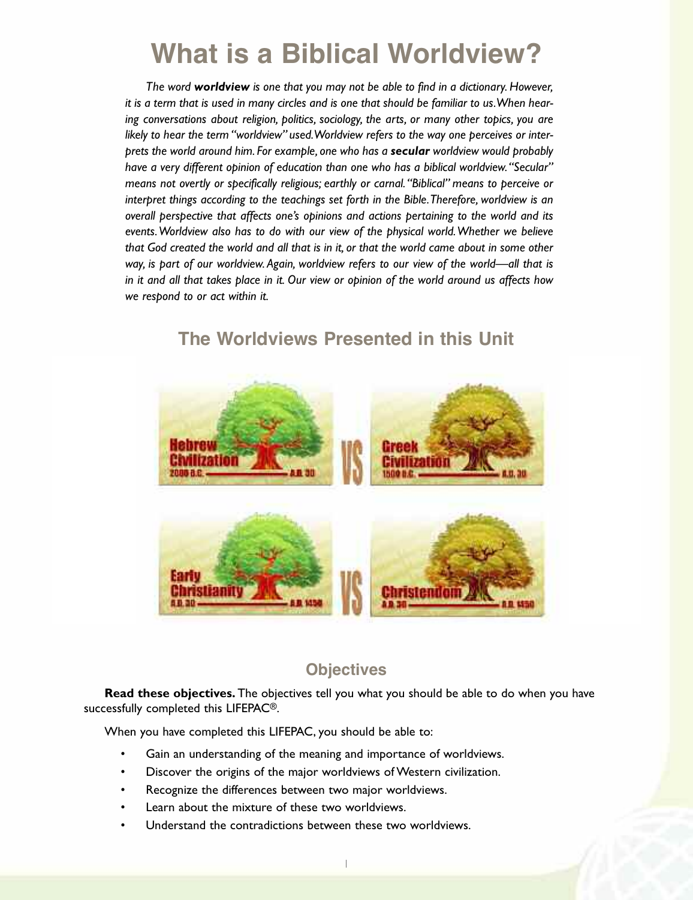# What is a Biblical Worldview?

*The word **worldview** is one that you may not be able to find in a dictionary. However, it is a term that is used in many circles and is one that should be familiar to us. When hearing conversations about religion, politics, sociology, the arts, or many other topics, you are likely to hear the term "worldview" used. Worldview refers to the way one perceives or interprets the world around him. For example, one who has a **secular** worldview would probably have a very different opinion of education than one who has a biblical worldview. "Secular" means not overtly or specifically religious; earthly or carnal. "Biblical" means to perceive or interpret things according to the teachings set forth in the Bible. Therefore, worldview is an overall perspective that affects one's opinions and actions pertaining to the world and its events. Worldview also has to do with our view of the physical world. Whether we believe that God created the world and all that is in it, or that the world came about in some other way, is part of our worldview. Again, worldview refers to our view of the world—all that is in it and all that takes place in it. Our view or opinion of the world around us affects how we respond to or act within it.*

## The Worldviews Presented in this Unit

Hebrew Civilization 2000 B.C. — A.D. 30 VS Greek Civilization 1500 B.C. — A.D. 30

Early Christianity A.D. 30 — A.D. 1450 VS Christendom A.D. 30 — A.D. 1450

### Objectives

**Read these objectives.** The objectives tell you what you should be able to do when you have successfully completed this LIFEPAC®.

When you have completed this LIFEPAC, you should be able to:

- Gain an understanding of the meaning and importance of worldviews.
- Discover the origins of the major worldviews of Western civilization.
- Recognize the differences between two major worldviews.
- Learn about the mixture of these two worldviews.
- Understand the contradictions between these two worldviews.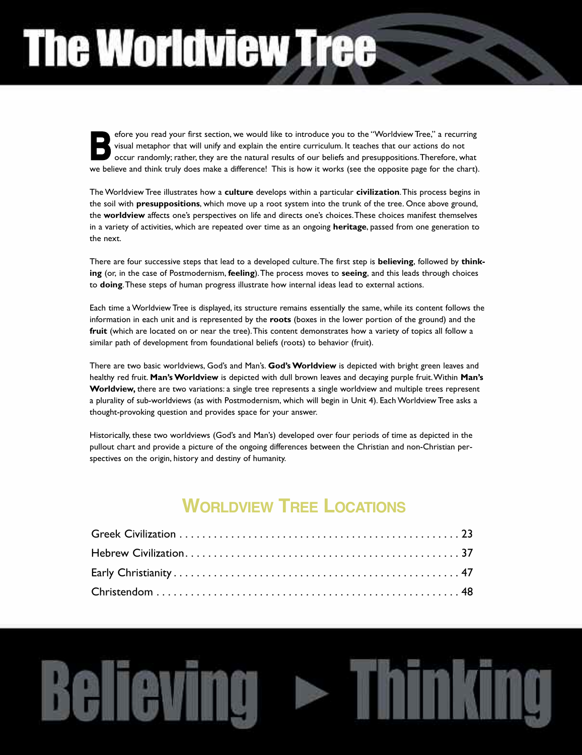# The Worldview Tree

Before you read your first section, we would like to introduce you to the "Worldview Tree," a recurring visual metaphor that will unify and explain the entire curriculum. It teaches that our actions do not occur randomly; rather, they are the natural results of our beliefs and presuppositions. Therefore, what we believe and think truly does make a difference! This is how it works (see the opposite page for the chart).

The Worldview Tree illustrates how a **culture** develops within a particular **civilization**. This process begins in the soil with **presuppositions**, which move up a root system into the trunk of the tree. Once above ground, the **worldview** affects one's perspectives on life and directs one's choices. These choices manifest themselves in a variety of activities, which are repeated over time as an ongoing **heritage**, passed from one generation to the next.

There are four successive steps that lead to a developed culture. The first step is **believing**, followed by **thinking** (or, in the case of Postmodernism, **feeling**). The process moves to **seeing**, and this leads through choices to **doing**. These steps of human progress illustrate how internal ideas lead to external actions.

Each time a Worldview Tree is displayed, its structure remains essentially the same, while its content follows the information in each unit and is represented by the **roots** (boxes in the lower portion of the ground) and the **fruit** (which are located on or near the tree). This content demonstrates how a variety of topics all follow a similar path of development from foundational beliefs (roots) to behavior (fruit).

There are two basic worldviews, God's and Man's. **God's Worldview** is depicted with bright green leaves and healthy red fruit. **Man's Worldview** is depicted with dull brown leaves and decaying purple fruit. Within **Man's Worldview,** there are two variations: a single tree represents a single worldview and multiple trees represent a plurality of sub-worldviews (as with Postmodernism, which will begin in Unit 4). Each Worldview Tree asks a thought-provoking question and provides space for your answer.

Historically, these two worldviews (God's and Man's) developed over four periods of time as depicted in the pullout chart and provide a picture of the ongoing differences between the Christian and non-Christian perspectives on the origin, history and destiny of humanity.

## Worldview Tree Locations

Greek Civilization . . . . . . . . . . . . . . . . . . . . 23
Hebrew Civilization . . . . . . . . . . . . . . . . . . . 37
Early Christianity . . . . . . . . . . . . . . . . . . . . 47
Christendom . . . . . . . . . . . . . . . . . . . . . . . 48

Believing ► Thinking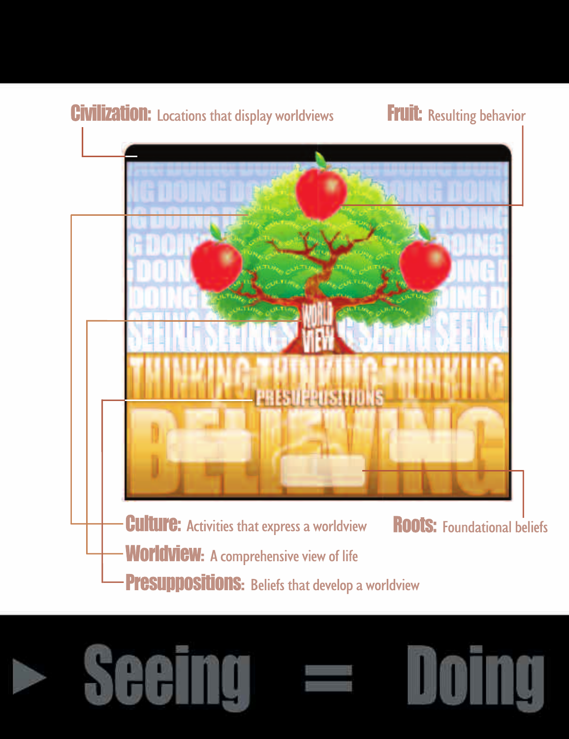**Civilization:** Locations that display worldviews

**Fruit:** Resulting behavior

**Culture:** Activities that express a worldview

**Roots:** Foundational beliefs

**Worldview:** A comprehensive view of life

**Presuppositions:** Beliefs that develop a worldview

# ▶ Seeing = Doing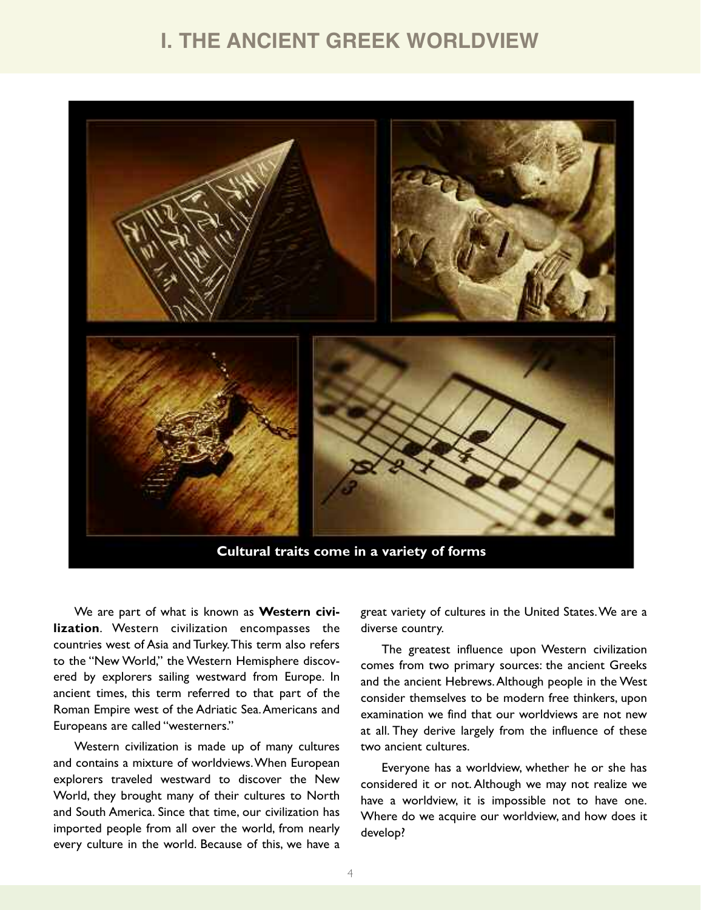# I. THE ANCIENT GREEK WORLDVIEW

Cultural traits come in a variety of forms

We are part of what is known as **Western civilization**. Western civilization encompasses the countries west of Asia and Turkey. This term also refers to the "New World," the Western Hemisphere discovered by explorers sailing westward from Europe. In ancient times, this term referred to that part of the Roman Empire west of the Adriatic Sea. Americans and Europeans are called "westerners."

Western civilization is made up of many cultures and contains a mixture of worldviews. When European explorers traveled westward to discover the New World, they brought many of their cultures to North and South America. Since that time, our civilization has imported people from all over the world, from nearly every culture in the world. Because of this, we have a great variety of cultures in the United States. We are a diverse country.

The greatest influence upon Western civilization comes from two primary sources: the ancient Greeks and the ancient Hebrews. Although people in the West consider themselves to be modern free thinkers, upon examination we find that our worldviews are not new at all. They derive largely from the influence of these two ancient cultures.

Everyone has a worldview, whether he or she has considered it or not. Although we may not realize we have a worldview, it is impossible not to have one. Where do we acquire our worldview, and how does it develop?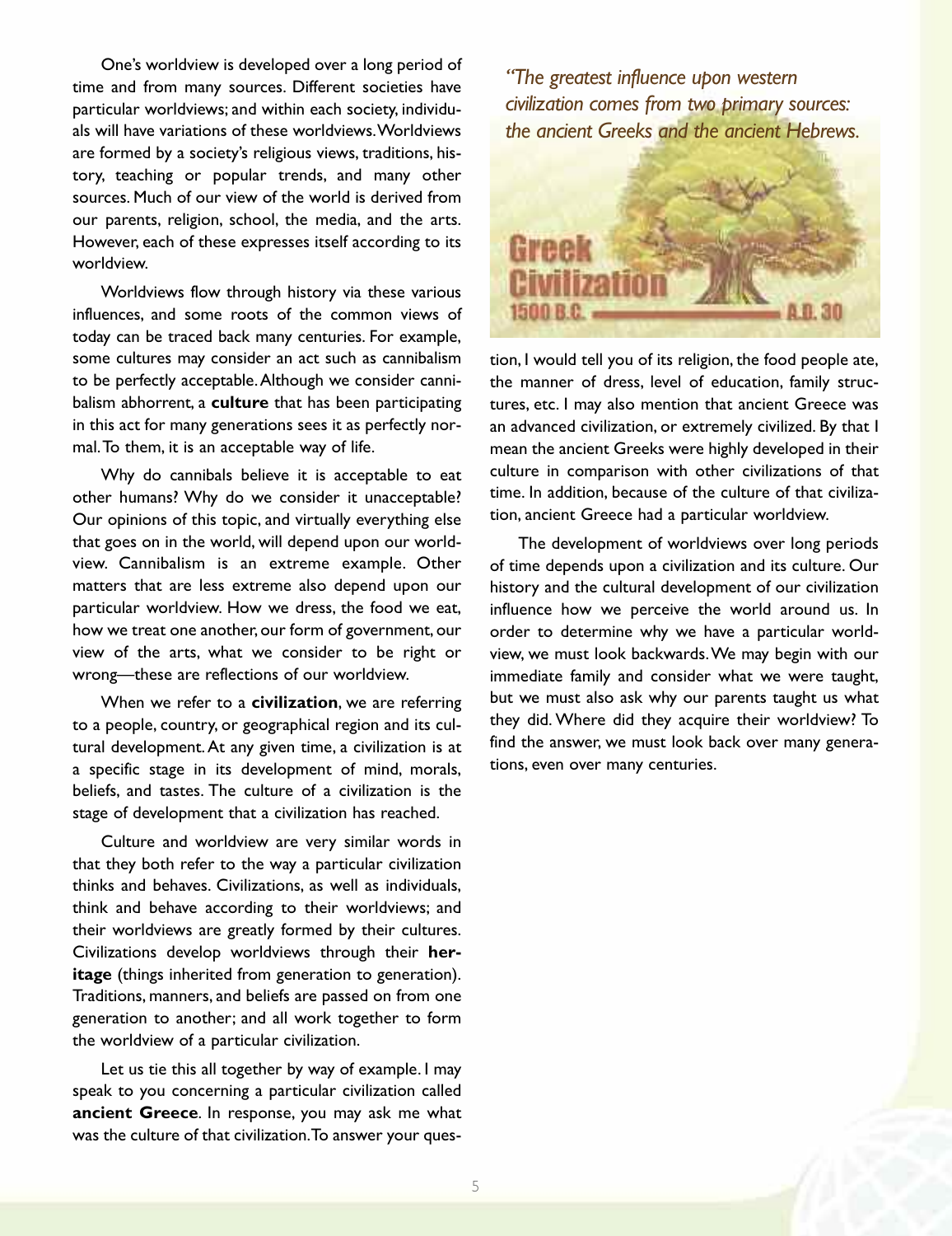One's worldview is developed over a long period of time and from many sources. Different societies have particular worldviews; and within each society, individuals will have variations of these worldviews. Worldviews are formed by a society's religious views, traditions, history, teaching or popular trends, and many other sources. Much of our view of the world is derived from our parents, religion, school, the media, and the arts. However, each of these expresses itself according to its worldview.

Worldviews flow through history via these various influences, and some roots of the common views of today can be traced back many centuries. For example, some cultures may consider an act such as cannibalism to be perfectly acceptable. Although we consider cannibalism abhorrent, a **culture** that has been participating in this act for many generations sees it as perfectly normal. To them, it is an acceptable way of life.

Why do cannibals believe it is acceptable to eat other humans? Why do we consider it unacceptable? Our opinions of this topic, and virtually everything else that goes on in the world, will depend upon our worldview. Cannibalism is an extreme example. Other matters that are less extreme also depend upon our particular worldview. How we dress, the food we eat, how we treat one another, our form of government, our view of the arts, what we consider to be right or wrong—these are reflections of our worldview.

When we refer to a **civilization**, we are referring to a people, country, or geographical region and its cultural development. At any given time, a civilization is at a specific stage in its development of mind, morals, beliefs, and tastes. The culture of a civilization is the stage of development that a civilization has reached.

Culture and worldview are very similar words in that they both refer to the way a particular civilization thinks and behaves. Civilizations, as well as individuals, think and behave according to their worldviews; and their worldviews are greatly formed by their cultures. Civilizations develop worldviews through their **heritage** (things inherited from generation to generation). Traditions, manners, and beliefs are passed on from one generation to another; and all work together to form the worldview of a particular civilization.

Let us tie this all together by way of example. I may speak to you concerning a particular civilization called **ancient Greece**. In response, you may ask me what was the culture of that civilization. To answer your question, I would tell you of its religion, the food people ate, the manner of dress, level of education, family structures, etc. I may also mention that ancient Greece was an advanced civilization, or extremely civilized. By that I mean the ancient Greeks were highly developed in their culture in comparison with other civilizations of that time. In addition, because of the culture of that civilization, ancient Greece had a particular worldview.

*"The greatest influence upon western civilization comes from two primary sources: the ancient Greeks and the ancient Hebrews.*

Greek Civilization
1500 B.C. — A.D. 30

The development of worldviews over long periods of time depends upon a civilization and its culture. Our history and the cultural development of our civilization influence how we perceive the world around us. In order to determine why we have a particular worldview, we must look backwards. We may begin with our immediate family and consider what we were taught, but we must also ask why our parents taught us what they did. Where did they acquire their worldview? To find the answer, we must look back over many generations, even over many centuries.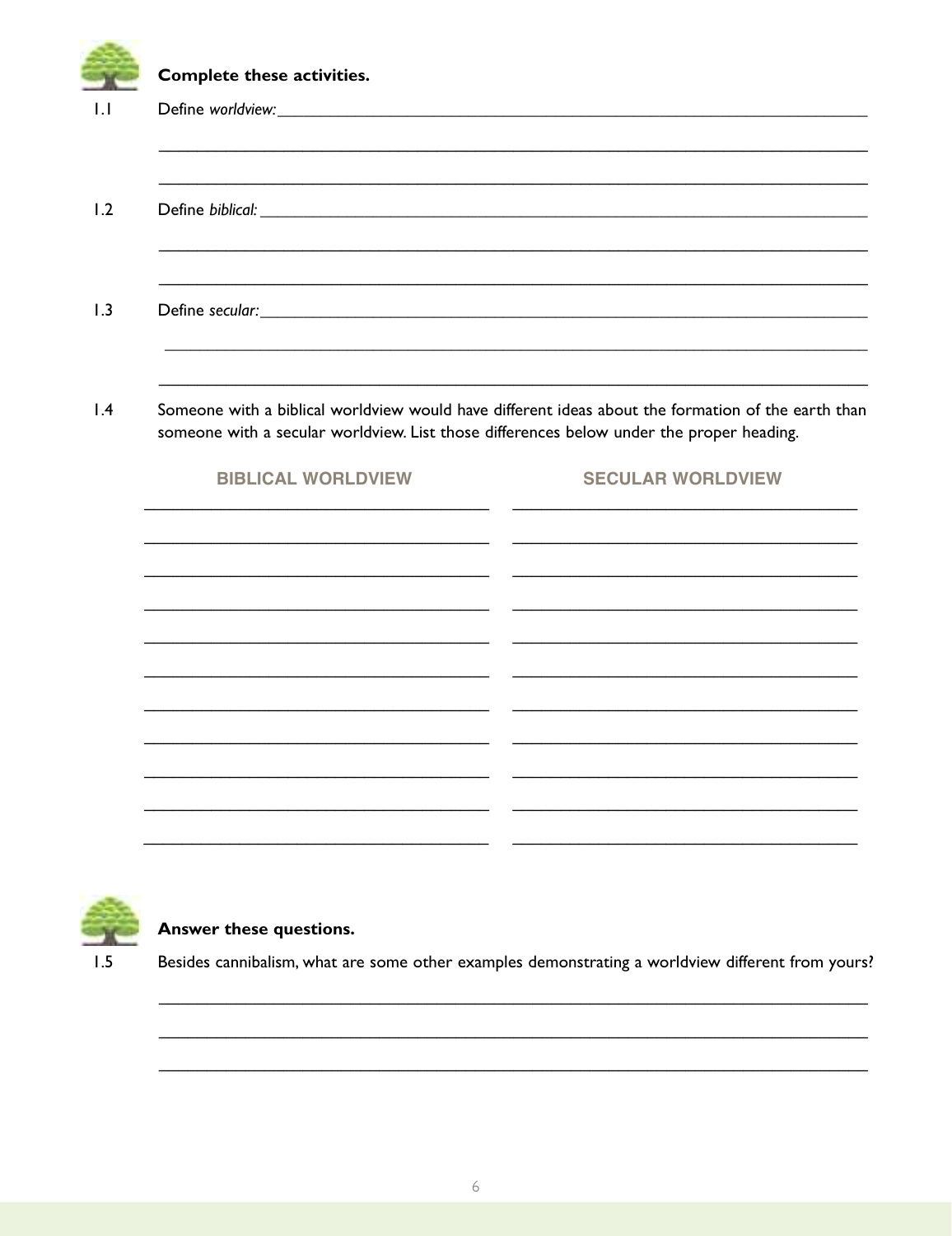**Complete these activities.**

1.1 Define *worldview:* ______________________________________________

______________________________________________

______________________________________________

1.2 Define *biblical:* ______________________________________________

______________________________________________

______________________________________________

1.3 Define *secular:* ______________________________________________

______________________________________________

______________________________________________

1.4 Someone with a biblical worldview would have different ideas about the formation of the earth than someone with a secular worldview. List those differences below under the proper heading.

| BIBLICAL WORLDVIEW | SECULAR WORLDVIEW |
| --- | --- |
| ______________________ | ______________________ |
| ______________________ | ______________________ |
| ______________________ | ______________________ |
| ______________________ | ______________________ |
| ______________________ | ______________________ |
| ______________________ | ______________________ |
| ______________________ | ______________________ |
| ______________________ | ______________________ |
| ______________________ | ______________________ |
| ______________________ | ______________________ |
| ______________________ | ______________________ |

**Answer these questions.**

1.5 Besides cannibalism, what are some other examples demonstrating a worldview different from yours?

______________________________________________

______________________________________________

______________________________________________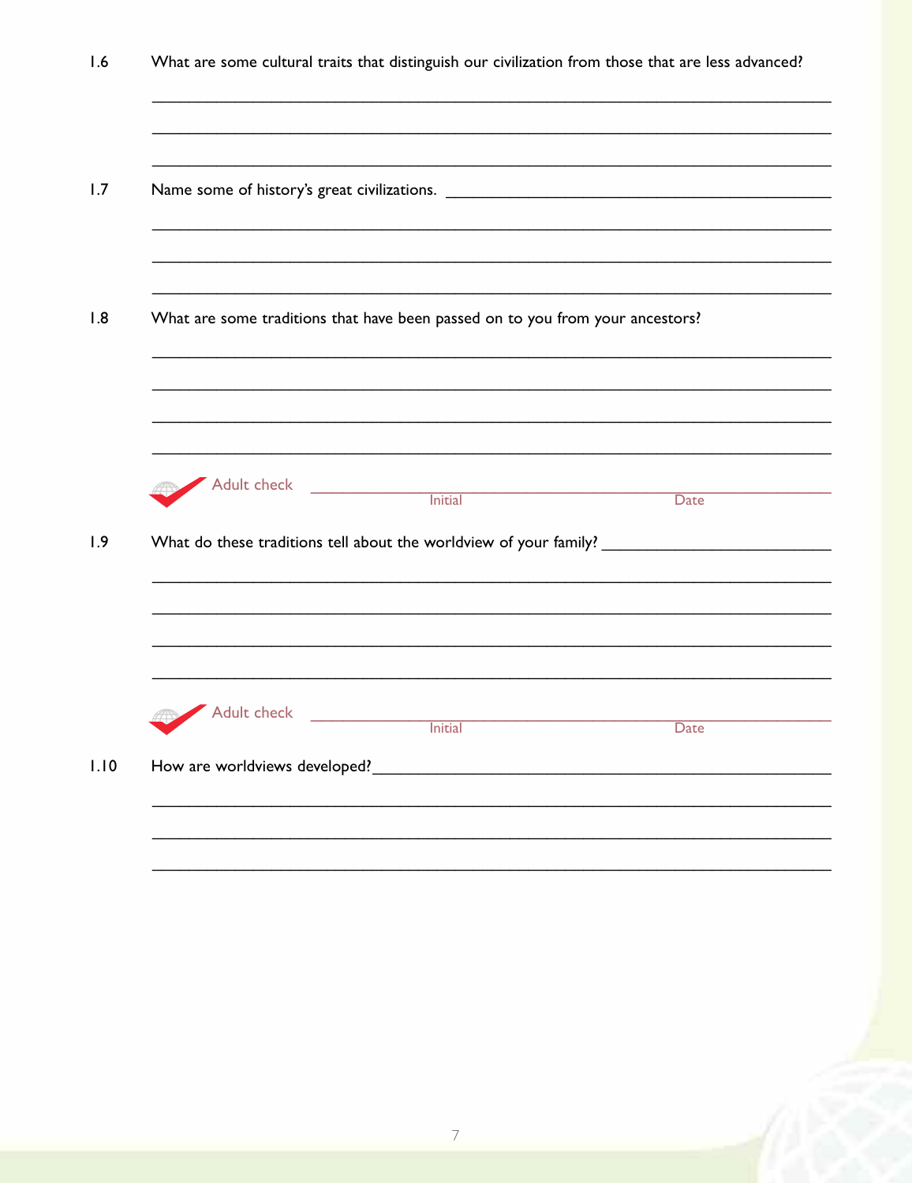1.6 What are some cultural traits that distinguish our civilization from those that are less advanced?

______________________________________________________________________

______________________________________________________________________

______________________________________________________________________

1.7 Name some of history's great civilizations. ______________________________

______________________________________________________________________

______________________________________________________________________

______________________________________________________________________

1.8 What are some traditions that have been passed on to you from your ancestors?

______________________________________________________________________

______________________________________________________________________

______________________________________________________________________

______________________________________________________________________

Adult check ______________________ Initial ______________________ Date

1.9 What do these traditions tell about the worldview of your family? ________________

______________________________________________________________________

______________________________________________________________________

______________________________________________________________________

______________________________________________________________________

Adult check ______________________ Initial ______________________ Date

1.10 How are worldviews developed? ______________________________________

______________________________________________________________________

______________________________________________________________________

______________________________________________________________________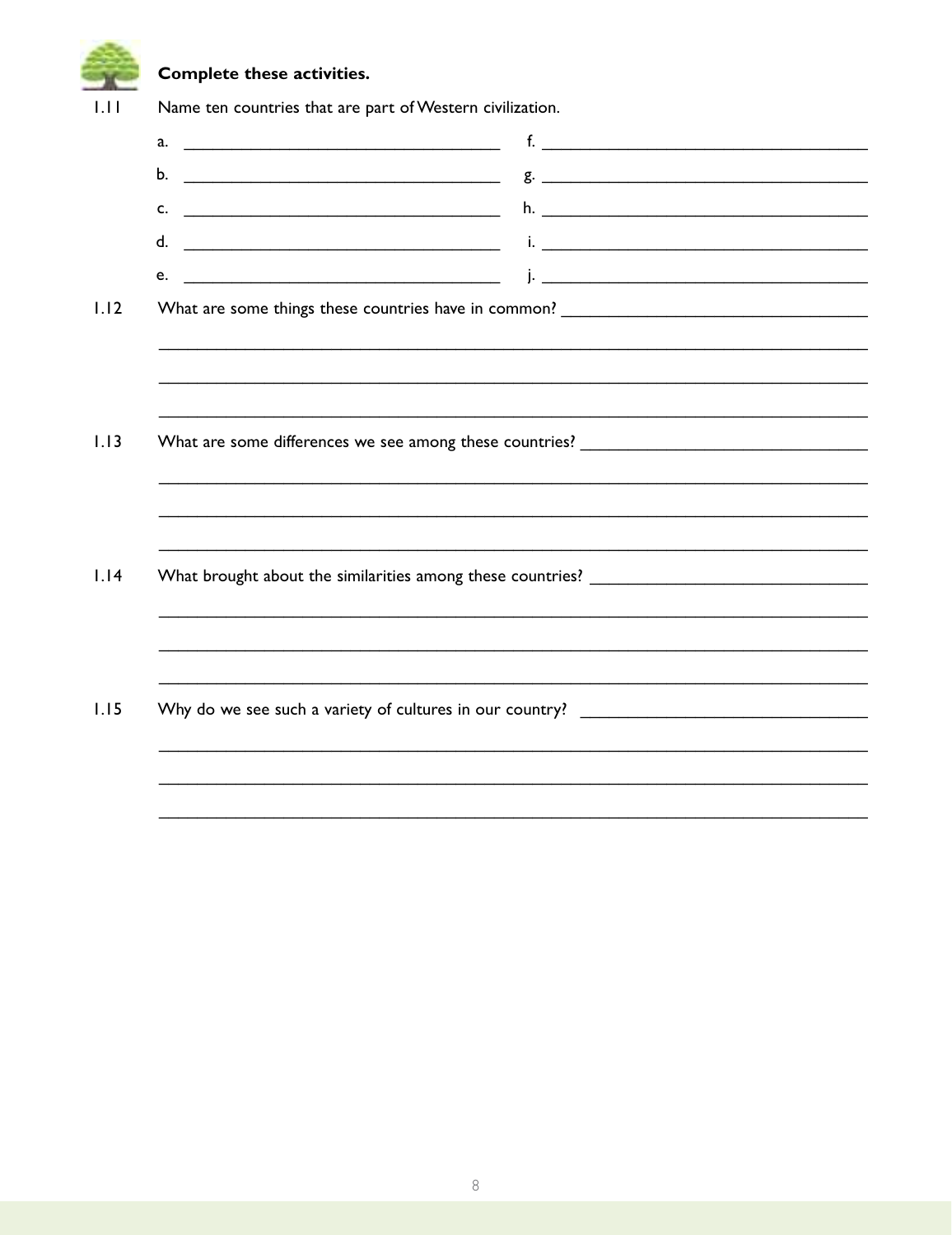**Complete these activities.**

1.11 Name ten countries that are part of Western civilization.

a. ______________________ f. ______________________

b. ______________________ g. ______________________

c. ______________________ h. ______________________

d. ______________________ i. ______________________

e. ______________________ j. ______________________

1.12 What are some things these countries have in common? ______________________

______________________________________________

______________________________________________

______________________________________________

1.13 What are some differences we see among these countries? ______________________

______________________________________________

______________________________________________

______________________________________________

1.14 What brought about the similarities among these countries? ______________________

______________________________________________

______________________________________________

______________________________________________

1.15 Why do we see such a variety of cultures in our country? ______________________

______________________________________________

______________________________________________

______________________________________________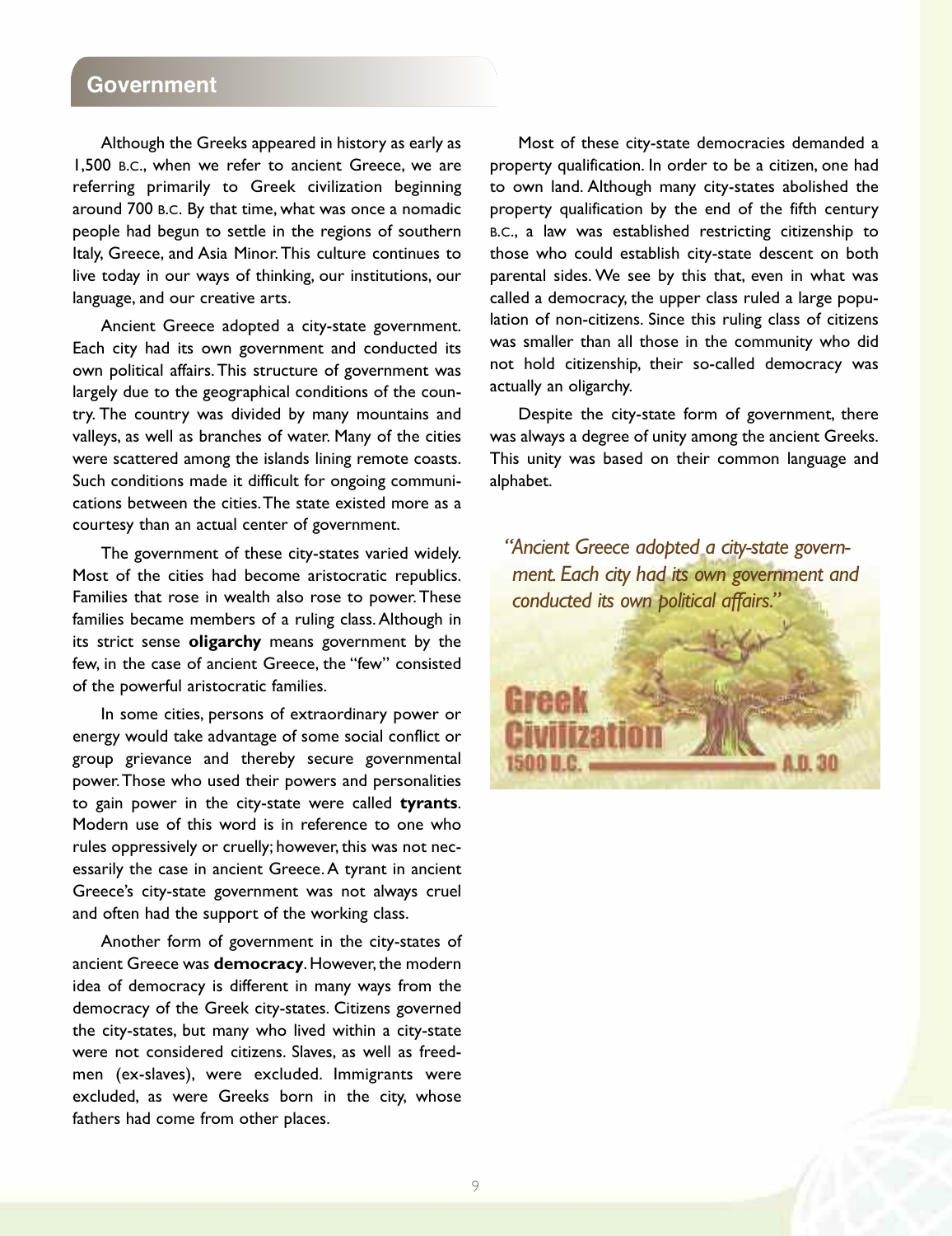## Government

Although the Greeks appeared in history as early as 1,500 B.C., when we refer to ancient Greece, we are referring primarily to Greek civilization beginning around 700 B.C. By that time, what was once a nomadic people had begun to settle in the regions of southern Italy, Greece, and Asia Minor. This culture continues to live today in our ways of thinking, our institutions, our language, and our creative arts.

Ancient Greece adopted a city-state government. Each city had its own government and conducted its own political affairs. This structure of government was largely due to the geographical conditions of the country. The country was divided by many mountains and valleys, as well as branches of water. Many of the cities were scattered among the islands lining remote coasts. Such conditions made it difficult for ongoing communications between the cities. The state existed more as a courtesy than an actual center of government.

The government of these city-states varied widely. Most of the cities had become aristocratic republics. Families that rose in wealth also rose to power. These families became members of a ruling class. Although in its strict sense **oligarchy** means government by the few, in the case of ancient Greece, the "few" consisted of the powerful aristocratic families.

In some cities, persons of extraordinary power or energy would take advantage of some social conflict or group grievance and thereby secure governmental power. Those who used their powers and personalities to gain power in the city-state were called **tyrants**. Modern use of this word is in reference to one who rules oppressively or cruelly; however, this was not necessarily the case in ancient Greece. A tyrant in ancient Greece's city-state government was not always cruel and often had the support of the working class.

Another form of government in the city-states of ancient Greece was **democracy**. However, the modern idea of democracy is different in many ways from the democracy of the Greek city-states. Citizens governed the city-states, but many who lived within a city-state were not considered citizens. Slaves, as well as freedmen (ex-slaves), were excluded. Immigrants were excluded, as were Greeks born in the city, whose fathers had come from other places.

Most of these city-state democracies demanded a property qualification. In order to be a citizen, one had to own land. Although many city-states abolished the property qualification by the end of the fifth century B.C., a law was established restricting citizenship to those who could establish city-state descent on both parental sides. We see by this that, even in what was called a democracy, the upper class ruled a large population of non-citizens. Since this ruling class of citizens was smaller than all those in the community who did not hold citizenship, their so-called democracy was actually an oligarchy.

Despite the city-state form of government, there was always a degree of unity among the ancient Greeks. This unity was based on their common language and alphabet.

*"Ancient Greece adopted a city-state government. Each city had its own government and conducted its own political affairs."*

Greek Civilization
1500 B.C. — A.D. 30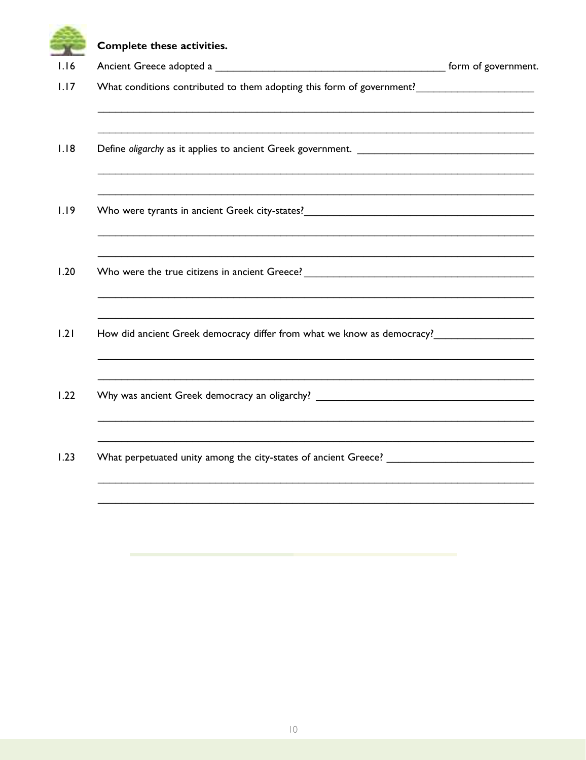**Complete these activities.**

1.16 Ancient Greece adopted a ________________________________________ form of government.

1.17 What conditions contributed to them adopting this form of government? ____________________

________________________________________________________________________________

________________________________________________________________________________

1.18 Define *oligarchy* as it applies to ancient Greek government. ______________________________

________________________________________________________________________________

________________________________________________________________________________

1.19 Who were tyrants in ancient Greek city-states? ________________________________________

________________________________________________________________________________

________________________________________________________________________________

1.20 Who were the true citizens in ancient Greece? ________________________________________

________________________________________________________________________________

________________________________________________________________________________

1.21 How did ancient Greek democracy differ from what we know as democracy? ________________

________________________________________________________________________________

________________________________________________________________________________

1.22 Why was ancient Greek democracy an oligarchy? ______________________________________

________________________________________________________________________________

________________________________________________________________________________

1.23 What perpetuated unity among the city-states of ancient Greece? _________________________

________________________________________________________________________________

________________________________________________________________________________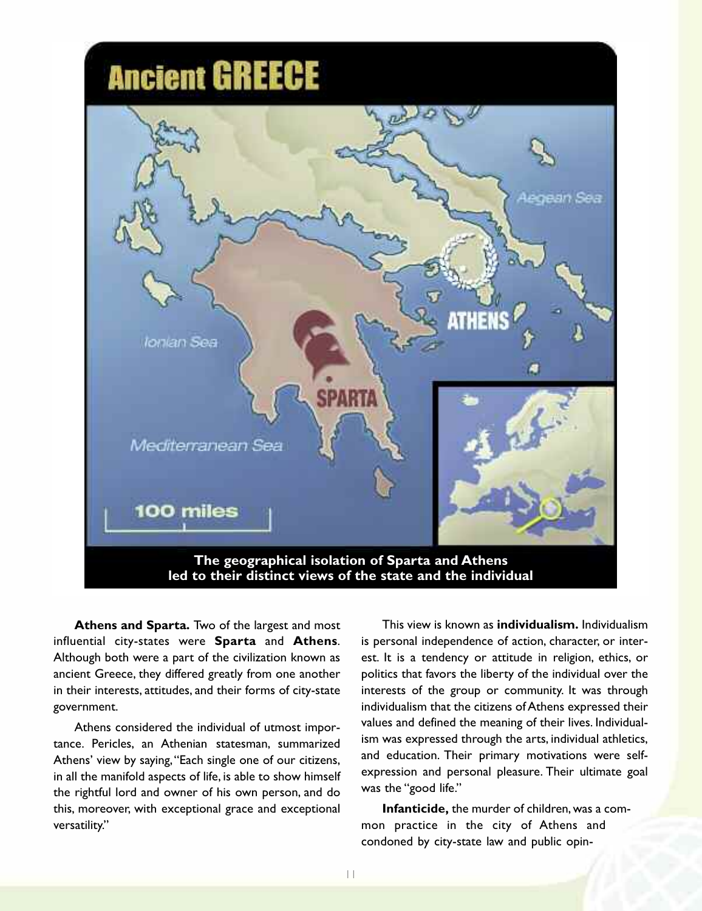## Ancient GREECE

The geographical isolation of Sparta and Athens led to their distinct views of the state and the individual

**Athens and Sparta.** Two of the largest and most influential city-states were **Sparta** and **Athens**. Although both were a part of the civilization known as ancient Greece, they differed greatly from one another in their interests, attitudes, and their forms of city-state government.

Athens considered the individual of utmost importance. Pericles, an Athenian statesman, summarized Athens' view by saying, "Each single one of our citizens, in all the manifold aspects of life, is able to show himself the rightful lord and owner of his own person, and do this, moreover, with exceptional grace and exceptional versatility."

This view is known as **individualism.** Individualism is personal independence of action, character, or interest. It is a tendency or attitude in religion, ethics, or politics that favors the liberty of the individual over the interests of the group or community. It was through individualism that the citizens of Athens expressed their values and defined the meaning of their lives. Individualism was expressed through the arts, individual athletics, and education. Their primary motivations were self-expression and personal pleasure. Their ultimate goal was the "good life."

**Infanticide,** the murder of children, was a common practice in the city of Athens and condoned by city-state law and public opin-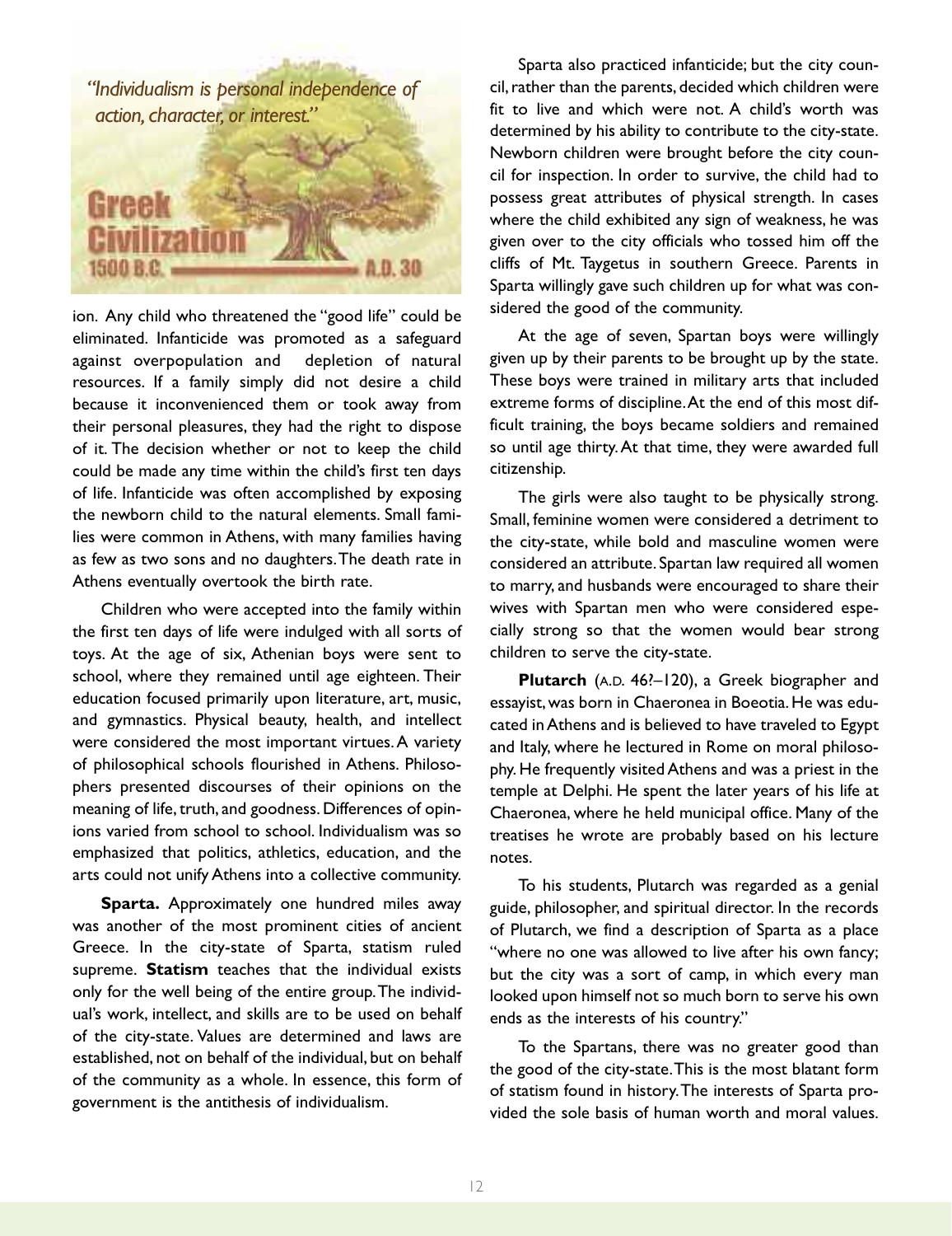*"Individualism is personal independence of action, character, or interest."*

Greek Civilization
1500 B.C. — A.D. 30

ion. Any child who threatened the "good life" could be eliminated. Infanticide was promoted as a safeguard against overpopulation and depletion of natural resources. If a family simply did not desire a child because it inconvenienced them or took away from their personal pleasures, they had the right to dispose of it. The decision whether or not to keep the child could be made any time within the child's first ten days of life. Infanticide was often accomplished by exposing the newborn child to the natural elements. Small families were common in Athens, with many families having as few as two sons and no daughters. The death rate in Athens eventually overtook the birth rate.

Children who were accepted into the family within the first ten days of life were indulged with all sorts of toys. At the age of six, Athenian boys were sent to school, where they remained until age eighteen. Their education focused primarily upon literature, art, music, and gymnastics. Physical beauty, health, and intellect were considered the most important virtues. A variety of philosophical schools flourished in Athens. Philosophers presented discourses of their opinions on the meaning of life, truth, and goodness. Differences of opinions varied from school to school. Individualism was so emphasized that politics, athletics, education, and the arts could not unify Athens into a collective community.

**Sparta.** Approximately one hundred miles away was another of the most prominent cities of ancient Greece. In the city-state of Sparta, statism ruled supreme. **Statism** teaches that the individual exists only for the well being of the entire group. The individual's work, intellect, and skills are to be used on behalf of the city-state. Values are determined and laws are established, not on behalf of the individual, but on behalf of the community as a whole. In essence, this form of government is the antithesis of individualism.

Sparta also practiced infanticide; but the city council, rather than the parents, decided which children were fit to live and which were not. A child's worth was determined by his ability to contribute to the city-state. Newborn children were brought before the city council for inspection. In order to survive, the child had to possess great attributes of physical strength. In cases where the child exhibited any sign of weakness, he was given over to the city officials who tossed him off the cliffs of Mt. Taygetus in southern Greece. Parents in Sparta willingly gave such children up for what was considered the good of the community.

At the age of seven, Spartan boys were willingly given up by their parents to be brought up by the state. These boys were trained in military arts that included extreme forms of discipline. At the end of this most difficult training, the boys became soldiers and remained so until age thirty. At that time, they were awarded full citizenship.

The girls were also taught to be physically strong. Small, feminine women were considered a detriment to the city-state, while bold and masculine women were considered an attribute. Spartan law required all women to marry, and husbands were encouraged to share their wives with Spartan men who were considered especially strong so that the women would bear strong children to serve the city-state.

**Plutarch** (A.D. 46?–120), a Greek biographer and essayist, was born in Chaeronea in Boeotia. He was educated in Athens and is believed to have traveled to Egypt and Italy, where he lectured in Rome on moral philosophy. He frequently visited Athens and was a priest in the temple at Delphi. He spent the later years of his life at Chaeronea, where he held municipal office. Many of the treatises he wrote are probably based on his lecture notes.

To his students, Plutarch was regarded as a genial guide, philosopher, and spiritual director. In the records of Plutarch, we find a description of Sparta as a place "where no one was allowed to live after his own fancy; but the city was a sort of camp, in which every man looked upon himself not so much born to serve his own ends as the interests of his country."

To the Spartans, there was no greater good than the good of the city-state. This is the most blatant form of statism found in history. The interests of Sparta provided the sole basis of human worth and moral values.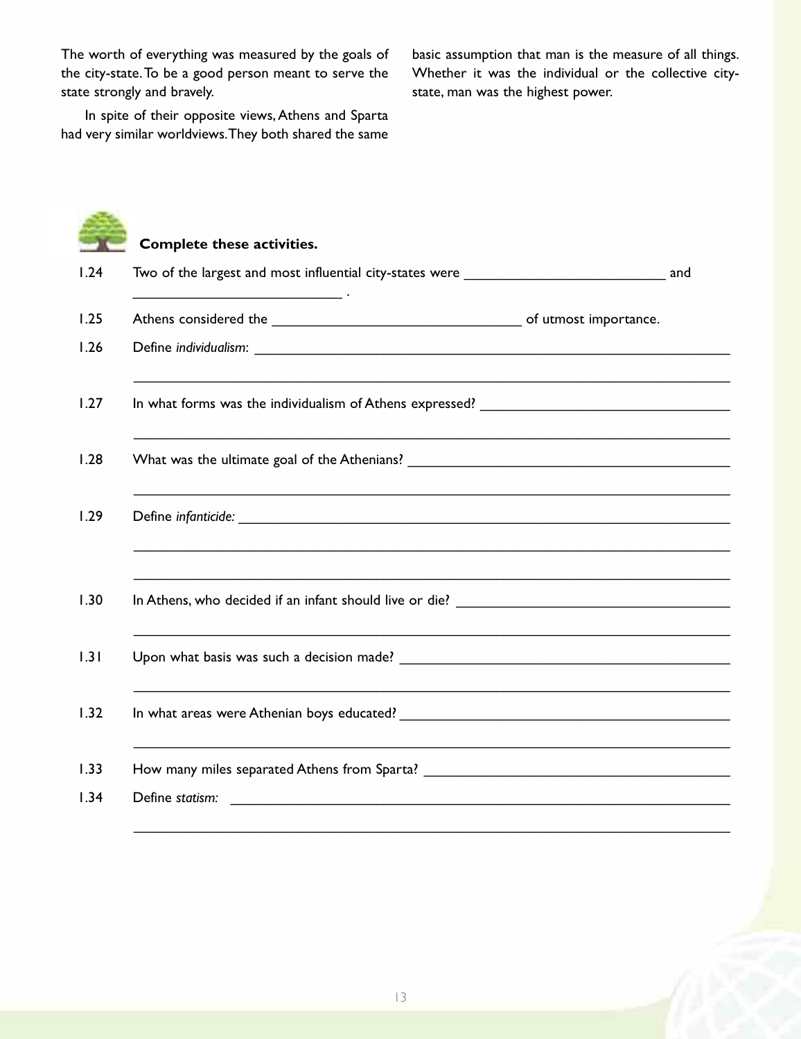The worth of everything was measured by the goals of the city-state. To be a good person meant to serve the state strongly and bravely.

In spite of their opposite views, Athens and Sparta had very similar worldviews. They both shared the same basic assumption that man is the measure of all things. Whether it was the individual or the collective city-state, man was the highest power.

**Complete these activities.**

1.24 Two of the largest and most influential city-states were ___________________________ and ___________________________ .

1.25 Athens considered the ________________________________ of utmost importance.

1.26 Define *individualism*: ______________________________________________________________

_______________________________________________________________________________

1.27 In what forms was the individualism of Athens expressed? ________________________________

_______________________________________________________________________________

1.28 What was the ultimate goal of the Athenians? __________________________________________

_______________________________________________________________________________

1.29 Define *infanticide:* ________________________________________________________________

_______________________________________________________________________________

_______________________________________________________________________________

1.30 In Athens, who decided if an infant should live or die? ___________________________________

_______________________________________________________________________________

1.31 Upon what basis was such a decision made? ___________________________________________

_______________________________________________________________________________

1.32 In what areas were Athenian boys educated? ___________________________________________

_______________________________________________________________________________

1.33 How many miles separated Athens from Sparta? ________________________________________

1.34 Define *statism:* ___________________________________________________________________

_______________________________________________________________________________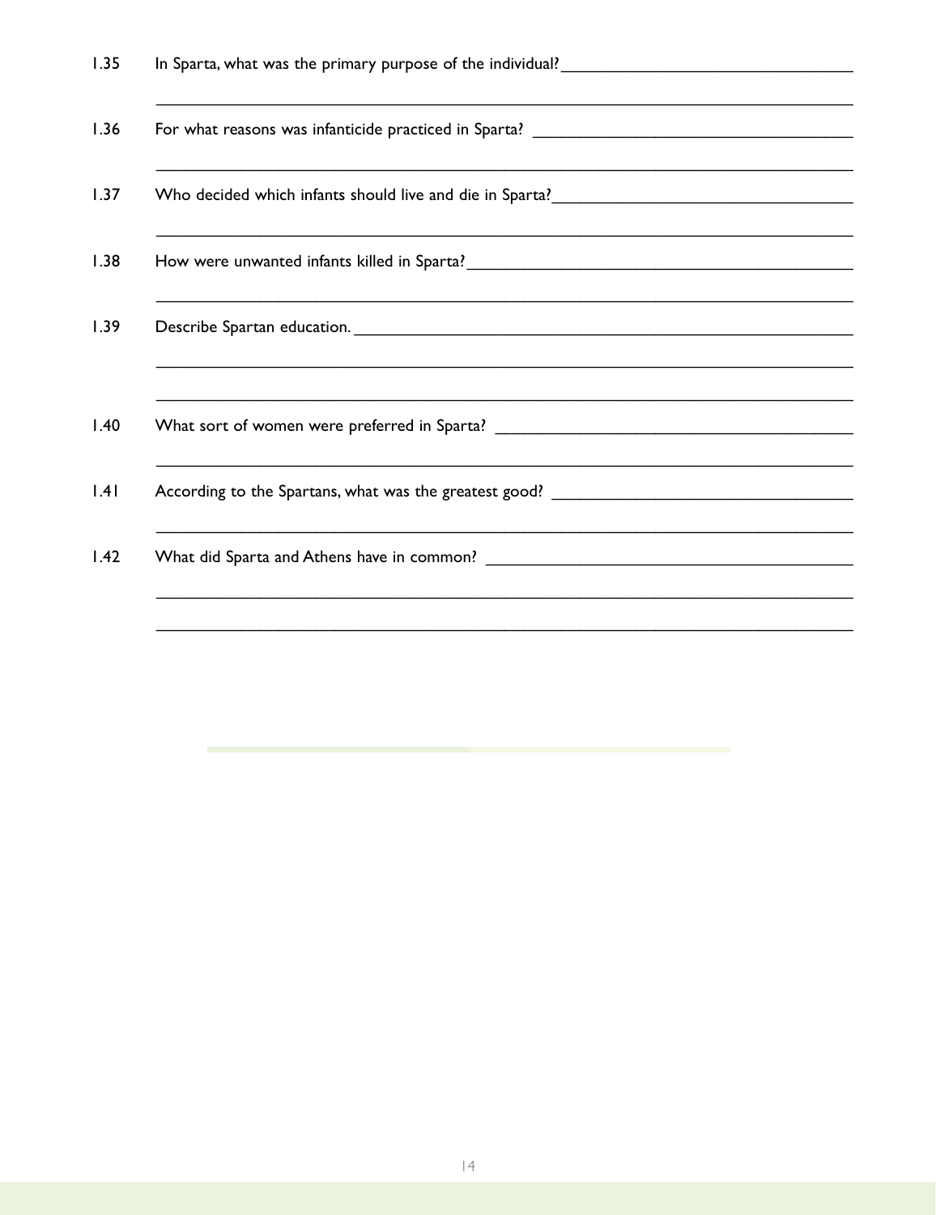1.35 In Sparta, what was the primary purpose of the individual? ________________________________

________________________________________________________________________________

1.36 For what reasons was infanticide practiced in Sparta? ________________________________

________________________________________________________________________________

1.37 Who decided which infants should live and die in Sparta? ________________________________

________________________________________________________________________________

1.38 How were unwanted infants killed in Sparta? ________________________________

________________________________________________________________________________

1.39 Describe Spartan education. ________________________________

________________________________________________________________________________

________________________________________________________________________________

1.40 What sort of women were preferred in Sparta? ________________________________

________________________________________________________________________________

1.41 According to the Spartans, what was the greatest good? ________________________________

________________________________________________________________________________

1.42 What did Sparta and Athens have in common? ________________________________

________________________________________________________________________________

________________________________________________________________________________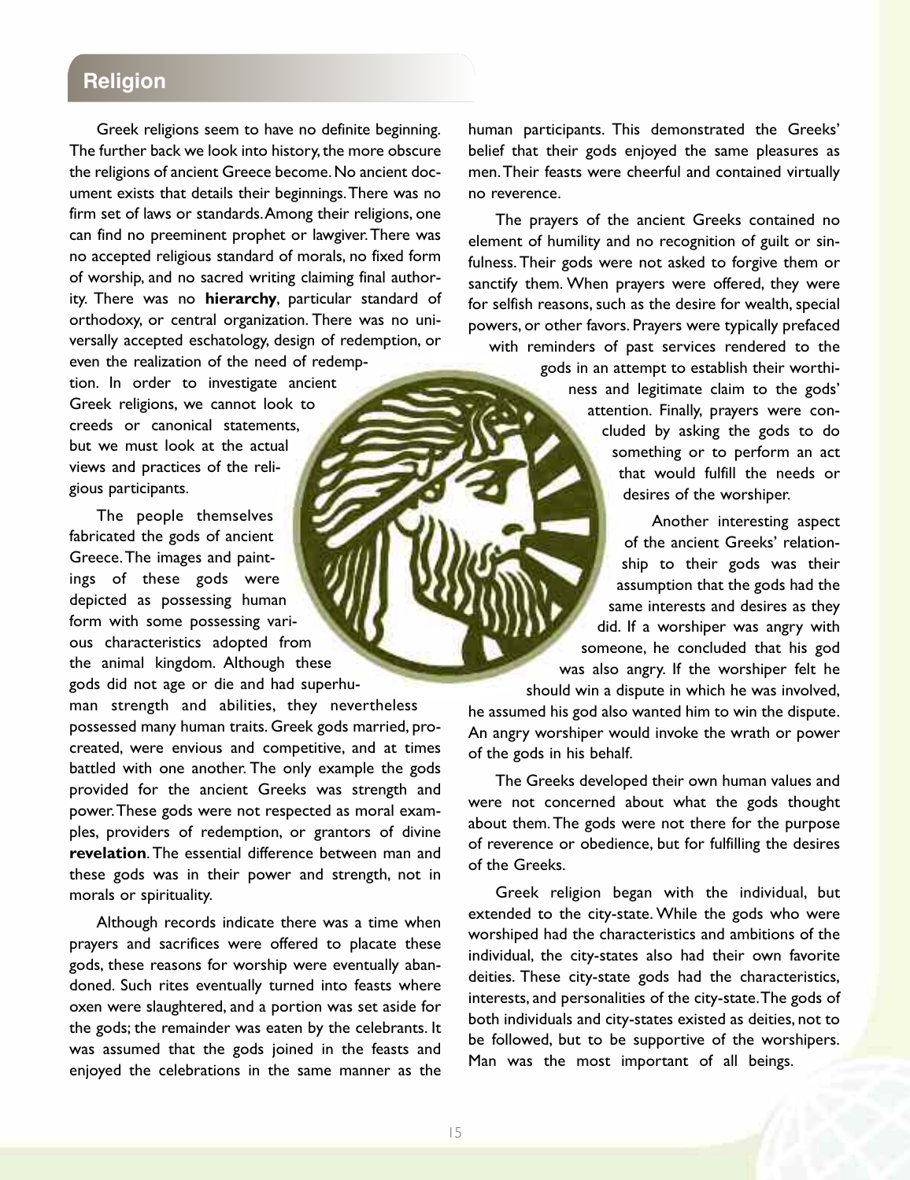## Religion

Greek religions seem to have no definite beginning. The further back we look into history, the more obscure the religions of ancient Greece become. No ancient document exists that details their beginnings. There was no firm set of laws or standards. Among their religions, one can find no preeminent prophet or lawgiver. There was no accepted religious standard of morals, no fixed form of worship, and no sacred writing claiming final authority. There was no **hierarchy**, particular standard of orthodoxy, or central organization. There was no universally accepted eschatology, design of redemption, or even the realization of the need of redemption. In order to investigate ancient Greek religions, we cannot look to creeds or canonical statements, but we must look at the actual views and practices of the religious participants.

The people themselves fabricated the gods of ancient Greece. The images and paintings of these gods were depicted as possessing human form with some possessing various characteristics adopted from the animal kingdom. Although these gods did not age or die and had superhuman strength and abilities, they nevertheless possessed many human traits. Greek gods married, procreated, were envious and competitive, and at times battled with one another. The only example the gods provided for the ancient Greeks was strength and power. These gods were not respected as moral examples, providers of redemption, or grantors of divine **revelation**. The essential difference between man and these gods was in their power and strength, not in morals or spirituality.

Although records indicate there was a time when prayers and sacrifices were offered to placate these gods, these reasons for worship were eventually abandoned. Such rites eventually turned into feasts where oxen were slaughtered, and a portion was set aside for the gods; the remainder was eaten by the celebrants. It was assumed that the gods joined in the feasts and enjoyed the celebrations in the same manner as the human participants. This demonstrated the Greeks' belief that their gods enjoyed the same pleasures as men. Their feasts were cheerful and contained virtually no reverence.

The prayers of the ancient Greeks contained no element of humility and no recognition of guilt or sinfulness. Their gods were not asked to forgive them or sanctify them. When prayers were offered, they were for selfish reasons, such as the desire for wealth, special powers, or other favors. Prayers were typically prefaced with reminders of past services rendered to the gods in an attempt to establish their worthiness and legitimate claim to the gods' attention. Finally, prayers were concluded by asking the gods to do something or to perform an act that would fulfill the needs or desires of the worshiper.

Another interesting aspect of the ancient Greeks' relationship to their gods was their assumption that the gods had the same interests and desires as they did. If a worshiper was angry with someone, he concluded that his god was also angry. If the worshiper felt he should win a dispute in which he was involved, he assumed his god also wanted him to win the dispute. An angry worshiper would invoke the wrath or power of the gods in his behalf.

The Greeks developed their own human values and were not concerned about what the gods thought about them. The gods were not there for the purpose of reverence or obedience, but for fulfilling the desires of the Greeks.

Greek religion began with the individual, but extended to the city-state. While the gods who were worshiped had the characteristics and ambitions of the individual, the city-states also had their own favorite deities. These city-state gods had the characteristics, interests, and personalities of the city-state. The gods of both individuals and city-states existed as deities, not to be followed, but to be supportive of the worshipers. Man was the most important of all beings.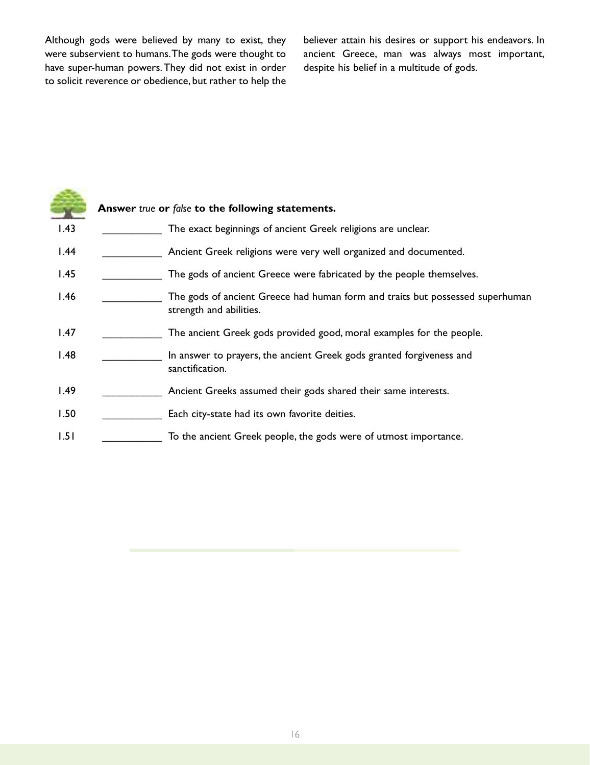Although gods were believed by many to exist, they were subservient to humans. The gods were thought to have super-human powers. They did not exist in order to solicit reverence or obedience, but rather to help the believer attain his desires or support his endeavors. In ancient Greece, man was always most important, despite his belief in a multitude of gods.

**Answer** *true* **or** *false* **to the following statements.**

1.43 __________ The exact beginnings of ancient Greek religions are unclear.

1.44 __________ Ancient Greek religions were very well organized and documented.

1.45 __________ The gods of ancient Greece were fabricated by the people themselves.

1.46 __________ The gods of ancient Greece had human form and traits but possessed superhuman strength and abilities.

1.47 __________ The ancient Greek gods provided good, moral examples for the people.

1.48 __________ In answer to prayers, the ancient Greek gods granted forgiveness and sanctification.

1.49 __________ Ancient Greeks assumed their gods shared their same interests.

1.50 __________ Each city-state had its own favorite deities.

1.51 __________ To the ancient Greek people, the gods were of utmost importance.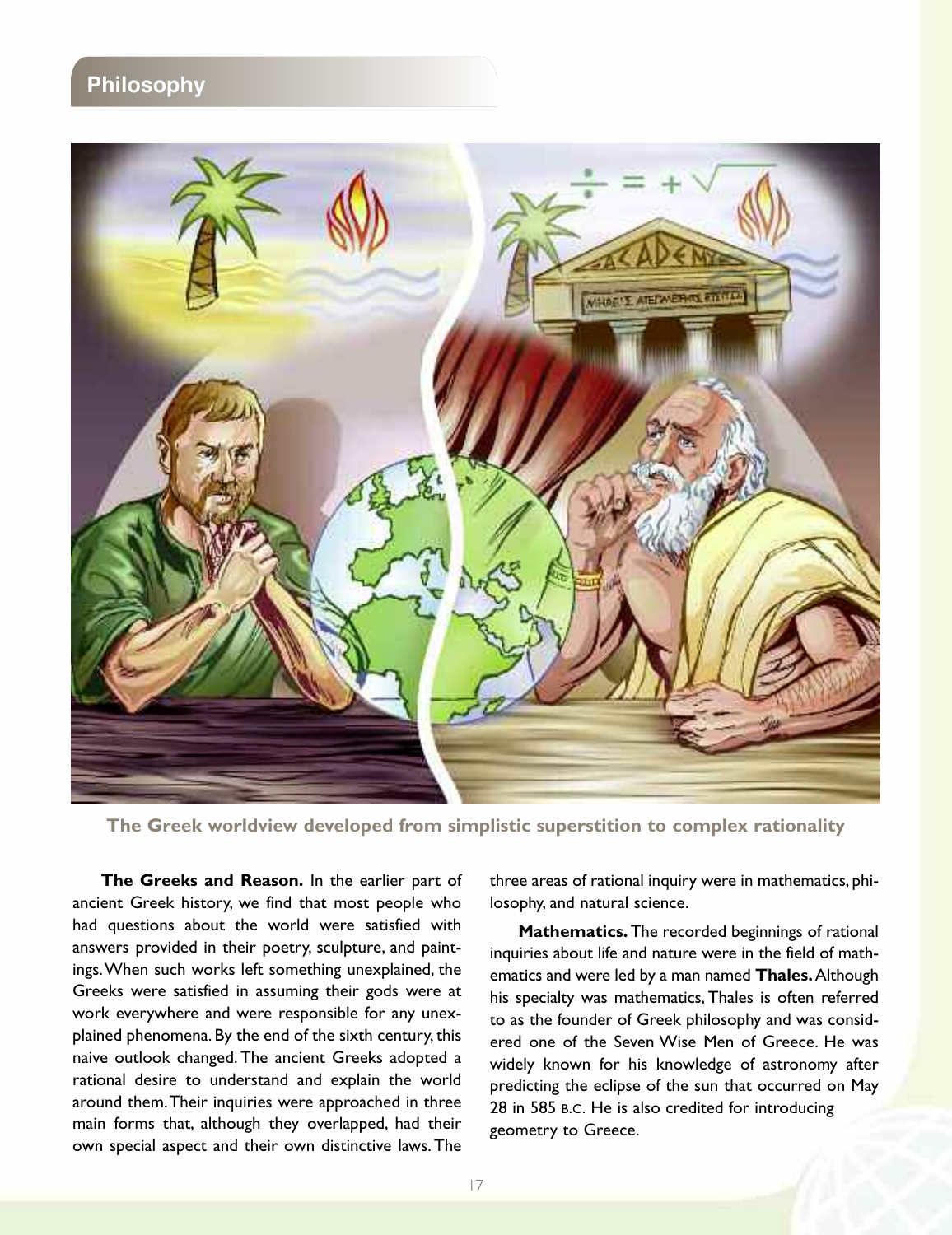## Philosophy

The Greek worldview developed from simplistic superstition to complex rationality

**The Greeks and Reason.** In the earlier part of ancient Greek history, we find that most people who had questions about the world were satisfied with answers provided in their poetry, sculpture, and paintings. When such works left something unexplained, the Greeks were satisfied in assuming their gods were at work everywhere and were responsible for any unexplained phenomena. By the end of the sixth century, this naive outlook changed. The ancient Greeks adopted a rational desire to understand and explain the world around them. Their inquiries were approached in three main forms that, although they overlapped, had their own special aspect and their own distinctive laws. The three areas of rational inquiry were in mathematics, philosophy, and natural science.

**Mathematics.** The recorded beginnings of rational inquiries about life and nature were in the field of mathematics and were led by a man named **Thales.** Although his specialty was mathematics, Thales is often referred to as the founder of Greek philosophy and was considered one of the Seven Wise Men of Greece. He was widely known for his knowledge of astronomy after predicting the eclipse of the sun that occurred on May 28 in 585 B.C. He is also credited for introducing geometry to Greece.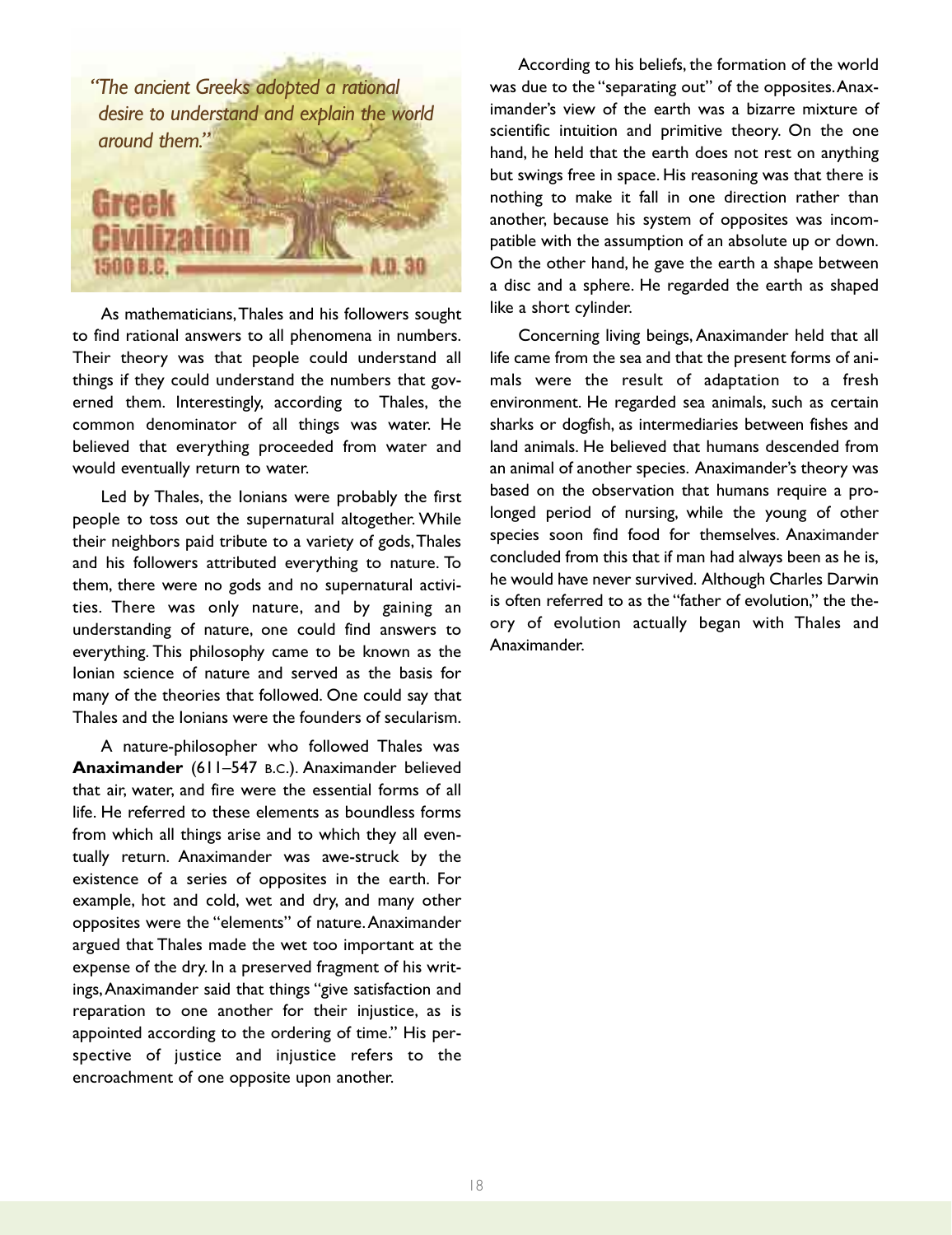*"The ancient Greeks adopted a rational desire to understand and explain the world around them."*

**Greek Civilization**
**1500 B.C. — A.D. 30**

As mathematicians, Thales and his followers sought to find rational answers to all phenomena in numbers. Their theory was that people could understand all things if they could understand the numbers that governed them. Interestingly, according to Thales, the common denominator of all things was water. He believed that everything proceeded from water and would eventually return to water.

Led by Thales, the Ionians were probably the first people to toss out the supernatural altogether. While their neighbors paid tribute to a variety of gods, Thales and his followers attributed everything to nature. To them, there were no gods and no supernatural activities. There was only nature, and by gaining an understanding of nature, one could find answers to everything. This philosophy came to be known as the Ionian science of nature and served as the basis for many of the theories that followed. One could say that Thales and the Ionians were the founders of secularism.

A nature-philosopher who followed Thales was **Anaximander** (611–547 B.C.). Anaximander believed that air, water, and fire were the essential forms of all life. He referred to these elements as boundless forms from which all things arise and to which they all eventually return. Anaximander was awe-struck by the existence of a series of opposites in the earth. For example, hot and cold, wet and dry, and many other opposites were the "elements" of nature. Anaximander argued that Thales made the wet too important at the expense of the dry. In a preserved fragment of his writings, Anaximander said that things "give satisfaction and reparation to one another for their injustice, as is appointed according to the ordering of time." His perspective of justice and injustice refers to the encroachment of one opposite upon another.

According to his beliefs, the formation of the world was due to the "separating out" of the opposites. Anaximander's view of the earth was a bizarre mixture of scientific intuition and primitive theory. On the one hand, he held that the earth does not rest on anything but swings free in space. His reasoning was that there is nothing to make it fall in one direction rather than another, because his system of opposites was incompatible with the assumption of an absolute up or down. On the other hand, he gave the earth a shape between a disc and a sphere. He regarded the earth as shaped like a short cylinder.

Concerning living beings, Anaximander held that all life came from the sea and that the present forms of animals were the result of adaptation to a fresh environment. He regarded sea animals, such as certain sharks or dogfish, as intermediaries between fishes and land animals. He believed that humans descended from an animal of another species. Anaximander's theory was based on the observation that humans require a prolonged period of nursing, while the young of other species soon find food for themselves. Anaximander concluded from this that if man had always been as he is, he would have never survived. Although Charles Darwin is often referred to as the "father of evolution," the theory of evolution actually began with Thales and Anaximander.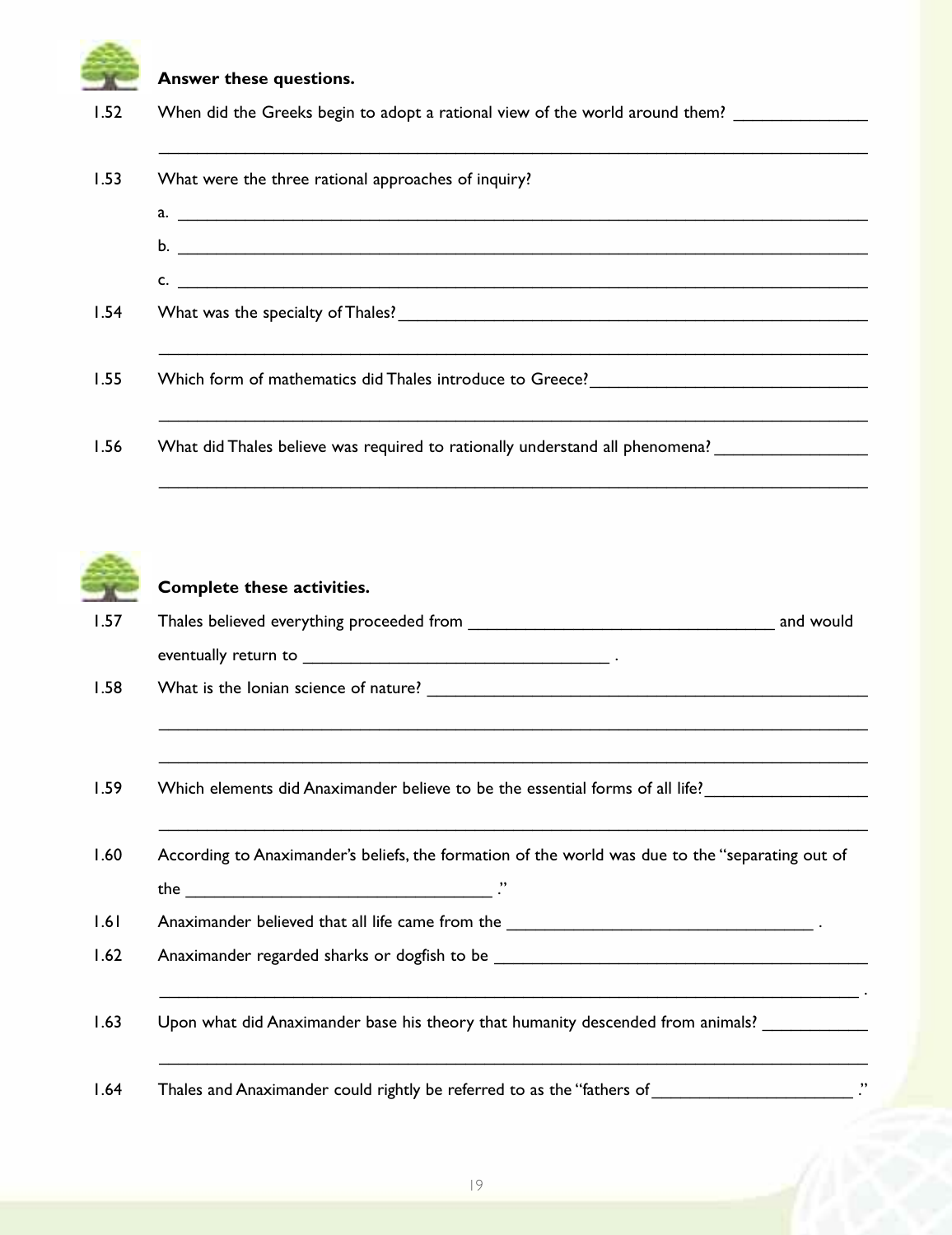**Answer these questions.**

1.52 When did the Greeks begin to adopt a rational view of the world around them? ______________

_______________________________________________________________________________

1.53 What were the three rational approaches of inquiry?

a. _______________________________________________________________________________

b. _______________________________________________________________________________

c. _______________________________________________________________________________

1.54 What was the specialty of Thales? _______________________________________________

_______________________________________________________________________________

1.55 Which form of mathematics did Thales introduce to Greece? ____________________________

_______________________________________________________________________________

1.56 What did Thales believe was required to rationally understand all phenomena? ________________

_______________________________________________________________________________

**Complete these activities.**

1.57 Thales believed everything proceeded from _______________________________ and would eventually return to _______________________________ .

1.58 What is the Ionian science of nature? _______________________________________________

_______________________________________________________________________________

_______________________________________________________________________________

1.59 Which elements did Anaximander believe to be the essential forms of all life? _________________

_______________________________________________________________________________

1.60 According to Anaximander's beliefs, the formation of the world was due to the "separating out of the _______________________________ ."

1.61 Anaximander believed that all life came from the _______________________________ .

1.62 Anaximander regarded sharks or dogfish to be _______________________________________

_______________________________________________________________________________ .

1.63 Upon what did Anaximander base his theory that humanity descended from animals? ___________

_______________________________________________________________________________

1.64 Thales and Anaximander could rightly be referred to as the "fathers of _____________________ ."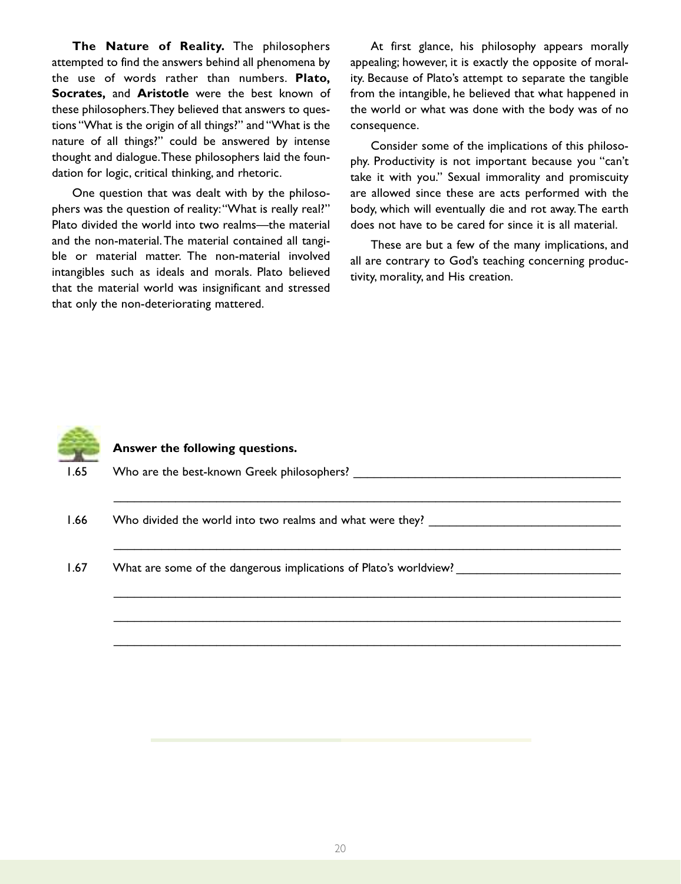**The Nature of Reality.** The philosophers attempted to find the answers behind all phenomena by the use of words rather than numbers. **Plato, Socrates,** and **Aristotle** were the best known of these philosophers. They believed that answers to questions "What is the origin of all things?" and "What is the nature of all things?" could be answered by intense thought and dialogue. These philosophers laid the foundation for logic, critical thinking, and rhetoric.

One question that was dealt with by the philosophers was the question of reality: "What is really real?" Plato divided the world into two realms—the material and the non-material. The material contained all tangible or material matter. The non-material involved intangibles such as ideals and morals. Plato believed that the material world was insignificant and stressed that only the non-deteriorating mattered.

At first glance, his philosophy appears morally appealing; however, it is exactly the opposite of morality. Because of Plato's attempt to separate the tangible from the intangible, he believed that what happened in the world or what was done with the body was of no consequence.

Consider some of the implications of this philosophy. Productivity is not important because you "can't take it with you." Sexual immorality and promiscuity are allowed since these are acts performed with the body, which will eventually die and rot away. The earth does not have to be cared for since it is all material.

These are but a few of the many implications, and all are contrary to God's teaching concerning productivity, morality, and His creation.

**Answer the following questions.**

1.65 Who are the best-known Greek philosophers? ________________________________________

________________________________________________________________________________

1.66 Who divided the world into two realms and what were they? ____________________________

________________________________________________________________________________

1.67 What are some of the dangerous implications of Plato's worldview? ______________________

________________________________________________________________________________

________________________________________________________________________________

________________________________________________________________________________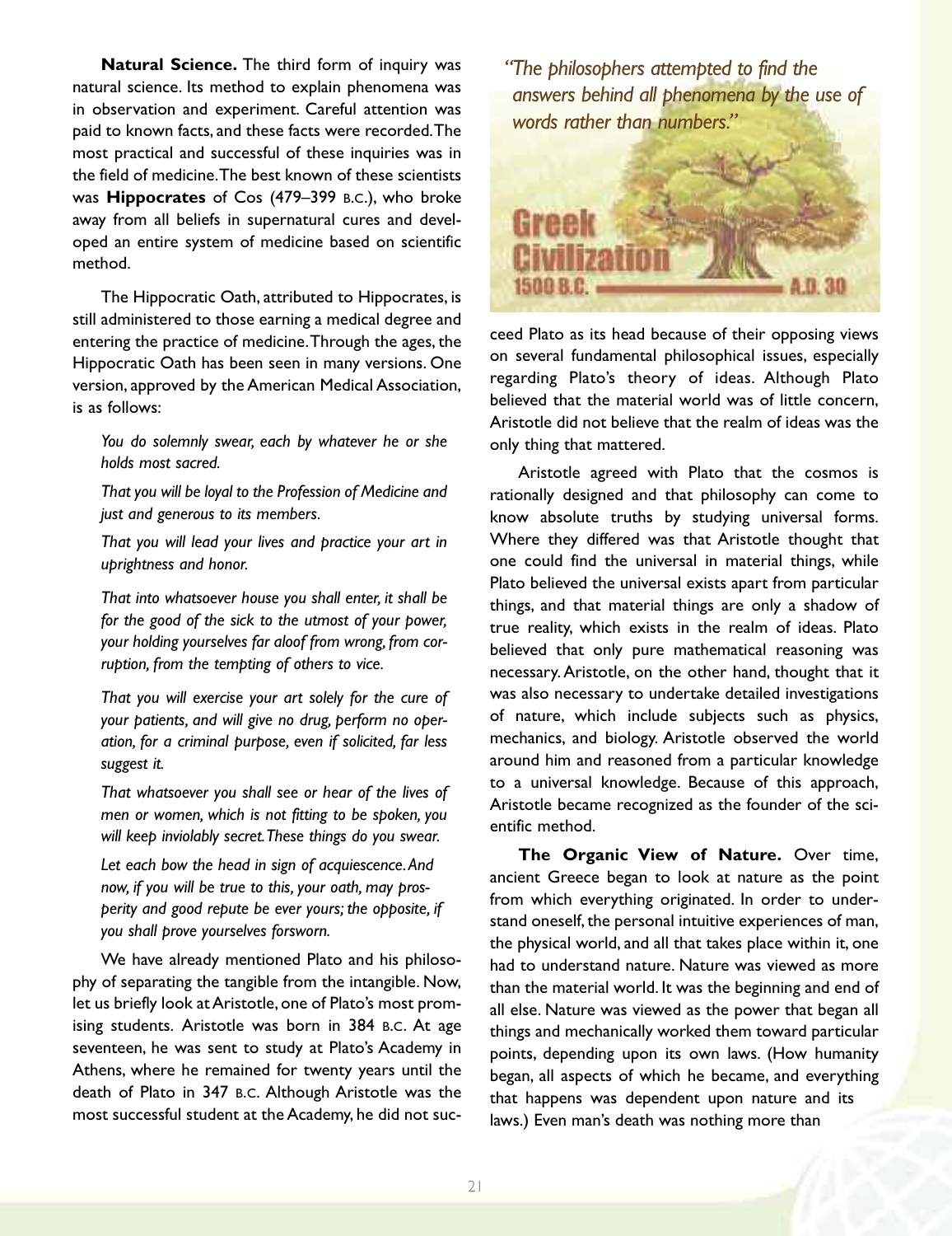**Natural Science.** The third form of inquiry was natural science. Its method to explain phenomena was in observation and experiment. Careful attention was paid to known facts, and these facts were recorded. The most practical and successful of these inquiries was in the field of medicine. The best known of these scientists was **Hippocrates** of Cos (479–399 B.C.), who broke away from all beliefs in supernatural cures and developed an entire system of medicine based on scientific method.

The Hippocratic Oath, attributed to Hippocrates, is still administered to those earning a medical degree and entering the practice of medicine. Through the ages, the Hippocratic Oath has been seen in many versions. One version, approved by the American Medical Association, is as follows:

> *You do solemnly swear, each by whatever he or she holds most sacred.*
>
> *That you will be loyal to the Profession of Medicine and just and generous to its members.*
>
> *That you will lead your lives and practice your art in uprightness and honor.*
>
> *That into whatsoever house you shall enter, it shall be for the good of the sick to the utmost of your power, your holding yourselves far aloof from wrong, from corruption, from the tempting of others to vice.*
>
> *That you will exercise your art solely for the cure of your patients, and will give no drug, perform no operation, for a criminal purpose, even if solicited, far less suggest it.*
>
> *That whatsoever you shall see or hear of the lives of men or women, which is not fitting to be spoken, you will keep inviolably secret. These things do you swear.*
>
> *Let each bow the head in sign of acquiescence. And now, if you will be true to this, your oath, may prosperity and good repute be ever yours; the opposite, if you shall prove yourselves forsworn.*

We have already mentioned Plato and his philosophy of separating the tangible from the intangible. Now, let us briefly look at Aristotle, one of Plato's most promising students. Aristotle was born in 384 B.C. At age seventeen, he was sent to study at Plato's Academy in Athens, where he remained for twenty years until the death of Plato in 347 B.C. Although Aristotle was the most successful student at the Academy, he did not succeed Plato as its head because of their opposing views on several fundamental philosophical issues, especially regarding Plato's theory of ideas. Although Plato believed that the material world was of little concern, Aristotle did not believe that the realm of ideas was the only thing that mattered.

*"The philosophers attempted to find the answers behind all phenomena by the use of words rather than numbers."*

Greek Civilization 1500 B.C. — A.D. 30

Aristotle agreed with Plato that the cosmos is rationally designed and that philosophy can come to know absolute truths by studying universal forms. Where they differed was that Aristotle thought that one could find the universal in material things, while Plato believed the universal exists apart from particular things, and that material things are only a shadow of true reality, which exists in the realm of ideas. Plato believed that only pure mathematical reasoning was necessary. Aristotle, on the other hand, thought that it was also necessary to undertake detailed investigations of nature, which include subjects such as physics, mechanics, and biology. Aristotle observed the world around him and reasoned from a particular knowledge to a universal knowledge. Because of this approach, Aristotle became recognized as the founder of the scientific method.

**The Organic View of Nature.** Over time, ancient Greece began to look at nature as the point from which everything originated. In order to understand oneself, the personal intuitive experiences of man, the physical world, and all that takes place within it, one had to understand nature. Nature was viewed as more than the material world. It was the beginning and end of all else. Nature was viewed as the power that began all things and mechanically worked them toward particular points, depending upon its own laws. (How humanity began, all aspects of which he became, and everything that happens was dependent upon nature and its laws.) Even man's death was nothing more than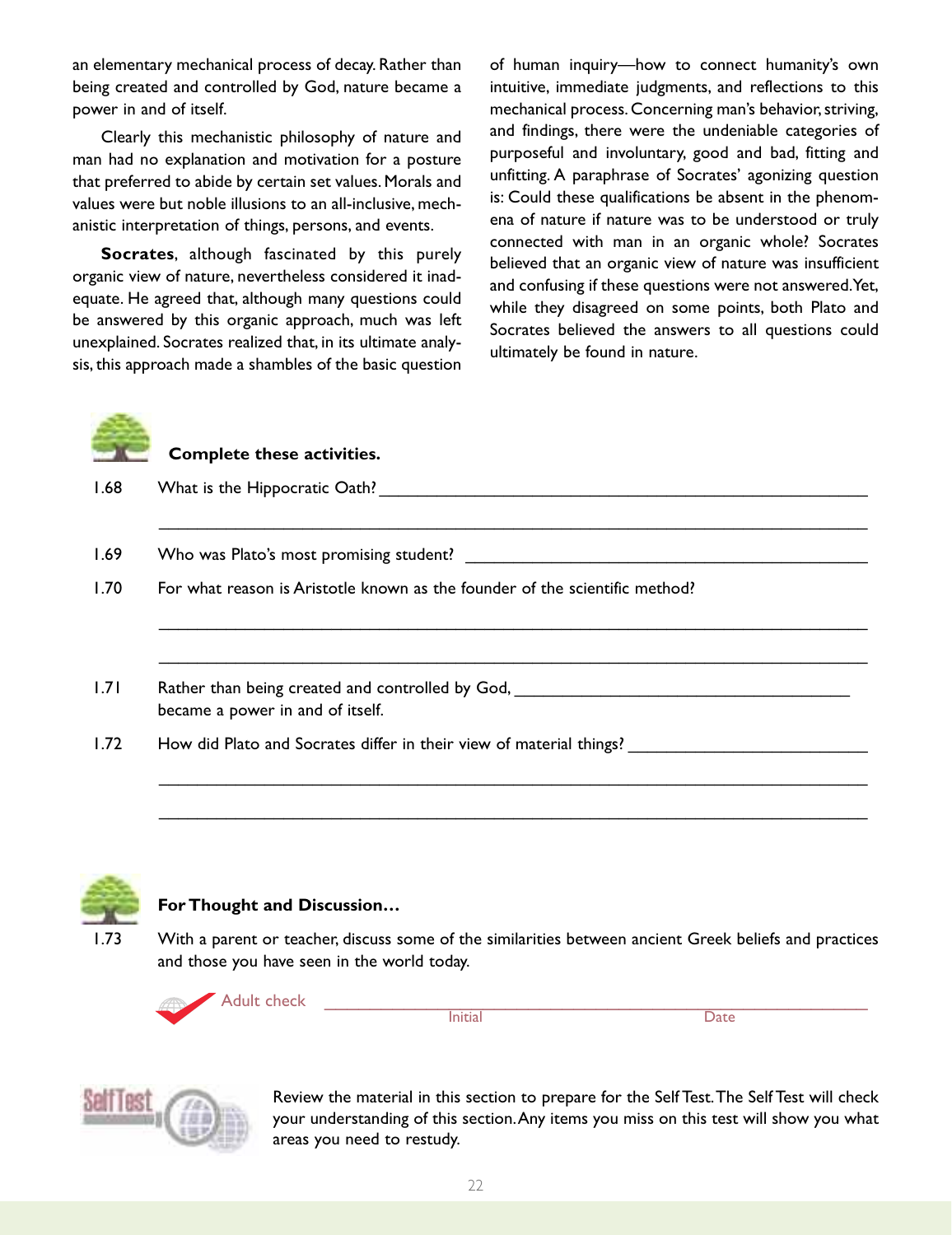an elementary mechanical process of decay. Rather than being created and controlled by God, nature became a power in and of itself.

Clearly this mechanistic philosophy of nature and man had no explanation and motivation for a posture that preferred to abide by certain set values. Morals and values were but noble illusions to an all-inclusive, mechanistic interpretation of things, persons, and events.

**Socrates**, although fascinated by this purely organic view of nature, nevertheless considered it inadequate. He agreed that, although many questions could be answered by this organic approach, much was left unexplained. Socrates realized that, in its ultimate analysis, this approach made a shambles of the basic question of human inquiry—how to connect humanity's own intuitive, immediate judgments, and reflections to this mechanical process. Concerning man's behavior, striving, and findings, there were the undeniable categories of purposeful and involuntary, good and bad, fitting and unfitting. A paraphrase of Socrates' agonizing question is: Could these qualifications be absent in the phenomena of nature if nature was to be understood or truly connected with man in an organic whole? Socrates believed that an organic view of nature was insufficient and confusing if these questions were not answered. Yet, while they disagreed on some points, both Plato and Socrates believed the answers to all questions could ultimately be found in nature.

**Complete these activities.**

1.68 What is the Hippocratic Oath? ______________________________________________

_______________________________________________________________

1.69 Who was Plato's most promising student? ______________________________________

1.70 For what reason is Aristotle known as the founder of the scientific method?

_______________________________________________________________

_______________________________________________________________

1.71 Rather than being created and controlled by God, ______________________________ became a power in and of itself.

1.72 How did Plato and Socrates differ in their view of material things? ____________________

_______________________________________________________________

_______________________________________________________________

**For Thought and Discussion…**

1.73 With a parent or teacher, discuss some of the similarities between ancient Greek beliefs and practices and those you have seen in the world today.

Adult check ______________________________
Initial Date

**Self Test**

Review the material in this section to prepare for the Self Test. The Self Test will check your understanding of this section. Any items you miss on this test will show you what areas you need to restudy.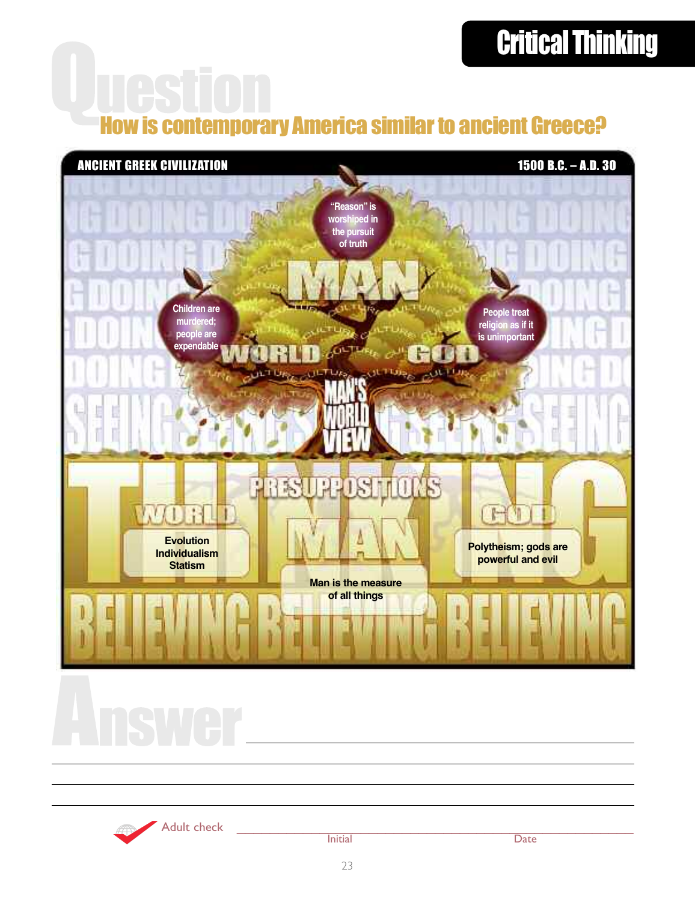# Critical Thinking

## Question

### How is contemporary America similar to ancient Greece?

**ANCIENT GREEK CIVILIZATION** — **1500 B.C. – A.D. 30**

"Reason" is worshiped in the pursuit of truth

MAN

Children are murdered; people are expendable

WORLD

People treat religion as if it is unimportant

GOD

MAN'S WORLD VIEW

DOING

SEEING

THINKING

PRESUPPOSITIONS

**WORLD**

Evolution
Individualism
Statism

**MAN**

Man is the measure of all things

**GOD**

Polytheism; gods are powerful and evil

BELIEVING

## Answer

______________________________________________

______________________________________________

______________________________________________

______________________________________________

Adult check ______________ Initial ______________ Date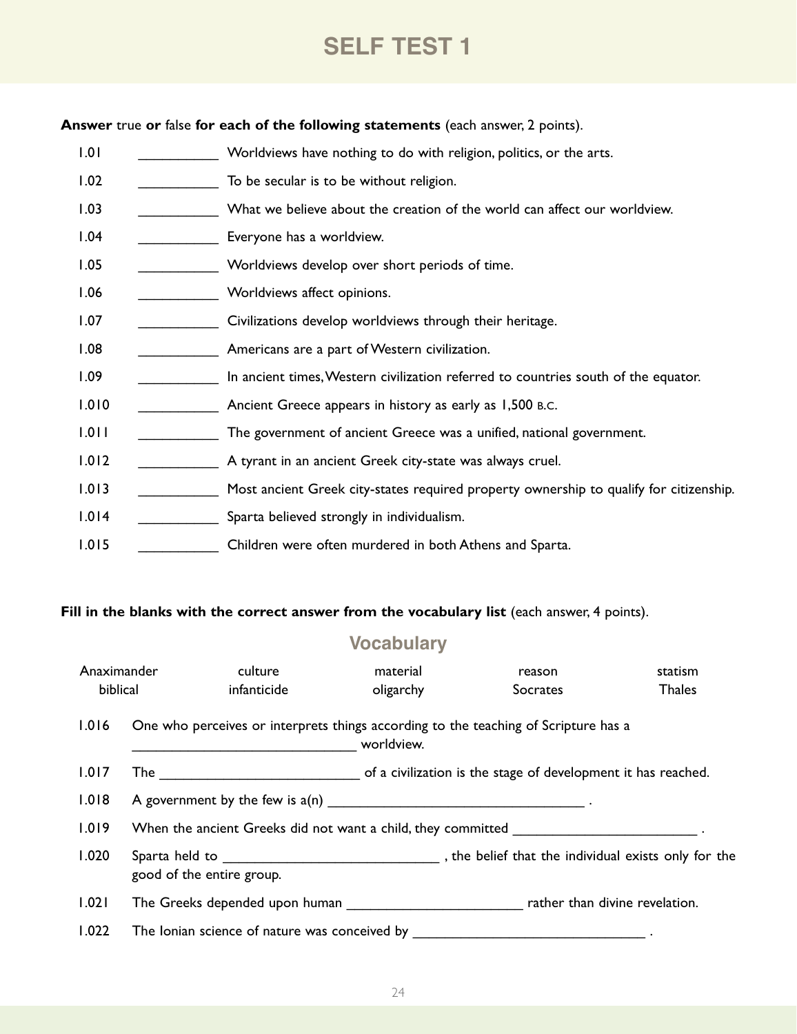# SELF TEST 1

**Answer** true **or** false **for each of the following statements** (each answer, 2 points).

1.01 __________ Worldviews have nothing to do with religion, politics, or the arts.

1.02 __________ To be secular is to be without religion.

1.03 __________ What we believe about the creation of the world can affect our worldview.

1.04 __________ Everyone has a worldview.

1.05 __________ Worldviews develop over short periods of time.

1.06 __________ Worldviews affect opinions.

1.07 __________ Civilizations develop worldviews through their heritage.

1.08 __________ Americans are a part of Western civilization.

1.09 __________ In ancient times, Western civilization referred to countries south of the equator.

1.010 __________ Ancient Greece appears in history as early as 1,500 B.C.

1.011 __________ The government of ancient Greece was a unified, national government.

1.012 __________ A tyrant in an ancient Greek city-state was always cruel.

1.013 __________ Most ancient Greek city-states required property ownership to qualify for citizenship.

1.014 __________ Sparta believed strongly in individualism.

1.015 __________ Children were often murdered in both Athens and Sparta.

**Fill in the blanks with the correct answer from the vocabulary list** (each answer, 4 points).

## Vocabulary

| | | | | |
|---|---|---|---|---|
| Anaximander | culture | material | reason | statism |
| biblical | infanticide | oligarchy | Socrates | Thales |

1.016 One who perceives or interprets things according to the teaching of Scripture has a ____________________________ worldview.

1.017 The __________________________ of a civilization is the stage of development it has reached.

1.018 A government by the few is a(n) _________________________________ .

1.019 When the ancient Greeks did not want a child, they committed ________________________ .

1.020 Sparta held to ____________________________ , the belief that the individual exists only for the good of the entire group.

1.021 The Greeks depended upon human ______________________ rather than divine revelation.

1.022 The Ionian science of nature was conceived by ______________________________ .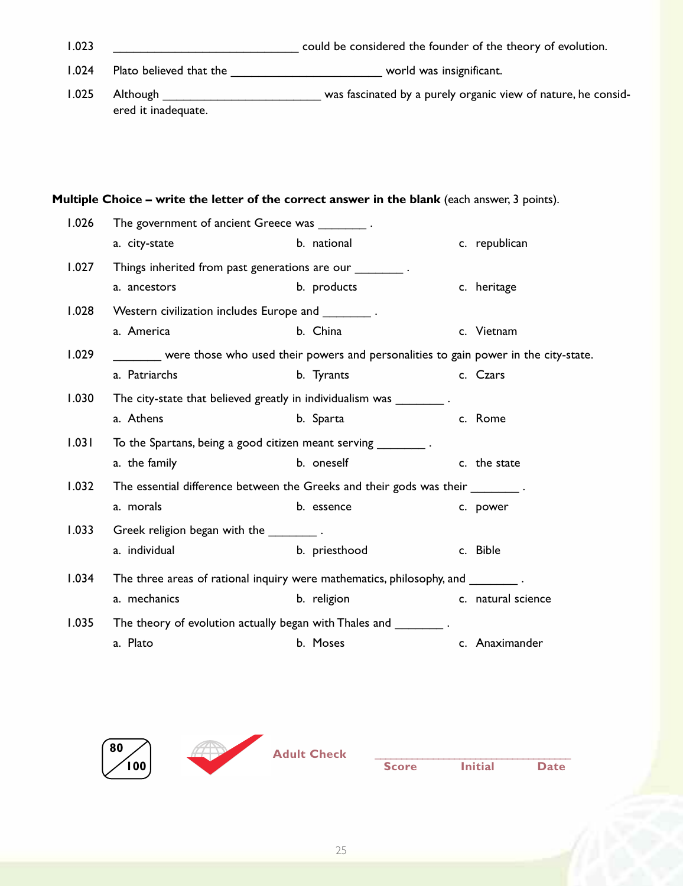1.023 ____________________________ could be considered the founder of the theory of evolution.

1.024 Plato believed that the _______________________ world was insignificant.

1.025 Although ________________________ was fascinated by a purely organic view of nature, he considered it inadequate.

**Multiple Choice – write the letter of the correct answer in the blank** (each answer, 3 points).

1.026 The government of ancient Greece was _______ .
a. city-state b. national c. republican

1.027 Things inherited from past generations are our _______ .
a. ancestors b. products c. heritage

1.028 Western civilization includes Europe and _______ .
a. America b. China c. Vietnam

1.029 _______ were those who used their powers and personalities to gain power in the city-state.
a. Patriarchs b. Tyrants c. Czars

1.030 The city-state that believed greatly in individualism was _______ .
a. Athens b. Sparta c. Rome

1.031 To the Spartans, being a good citizen meant serving _______ .
a. the family b. oneself c. the state

1.032 The essential difference between the Greeks and their gods was their _______ .
a. morals b. essence c. power

1.033 Greek religion began with the _______ .
a. individual b. priesthood c. Bible

1.034 The three areas of rational inquiry were mathematics, philosophy, and _______ .
a. mechanics b. religion c. natural science

1.035 The theory of evolution actually began with Thales and _______ .
a. Plato b. Moses c. Anaximander

80/100

Adult Check ________________
Score Initial Date